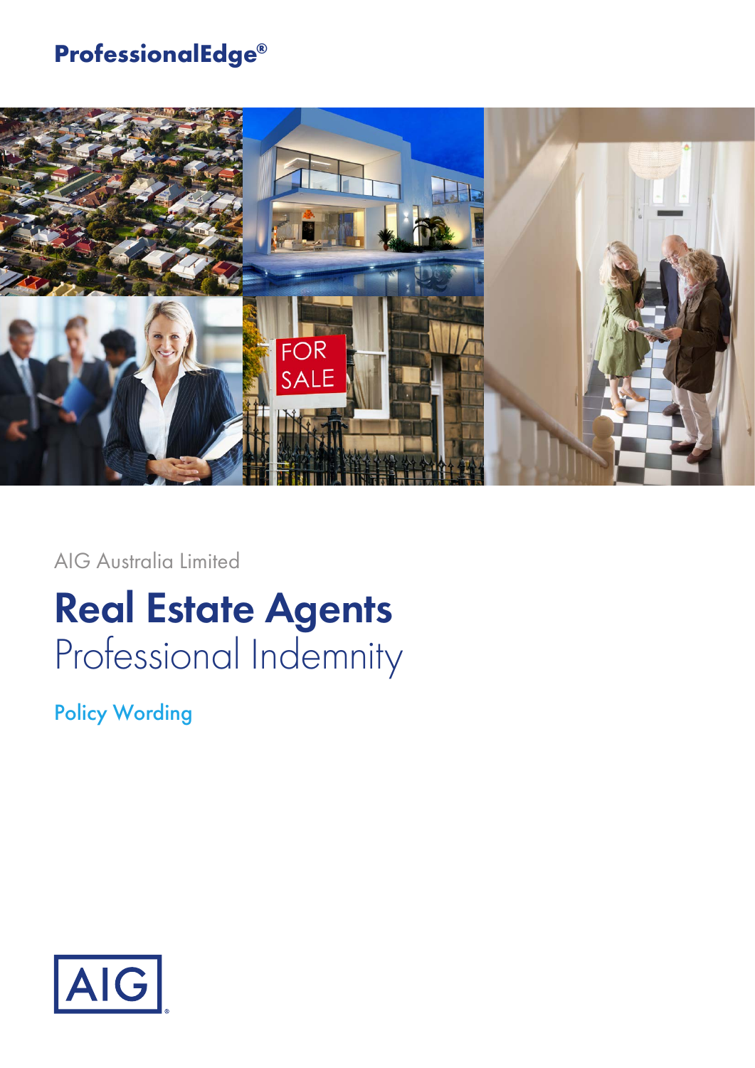**ProfessionalEdge®**

AIG Australia Limited

# Real Estate Agents
## Professional Indemnity

Policy Wording

AIG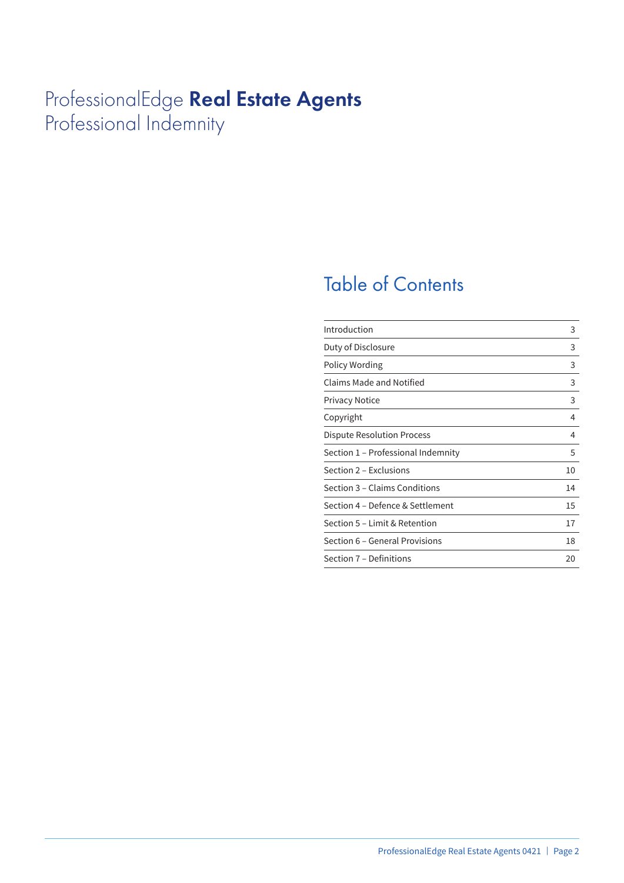# ProfessionalEdge **Real Estate Agents** Professional Indemnity

## Table of Contents

| | |
|---|---|
| Introduction | 3 |
| Duty of Disclosure | 3 |
| Policy Wording | 3 |
| Claims Made and Notified | 3 |
| Privacy Notice | 3 |
| Copyright | 4 |
| Dispute Resolution Process | 4 |
| Section 1 – Professional Indemnity | 5 |
| Section 2 – Exclusions | 10 |
| Section 3 – Claims Conditions | 14 |
| Section 4 – Defence & Settlement | 15 |
| Section 5 – Limit & Retention | 17 |
| Section 6 – General Provisions | 18 |
| Section 7 – Definitions | 20 |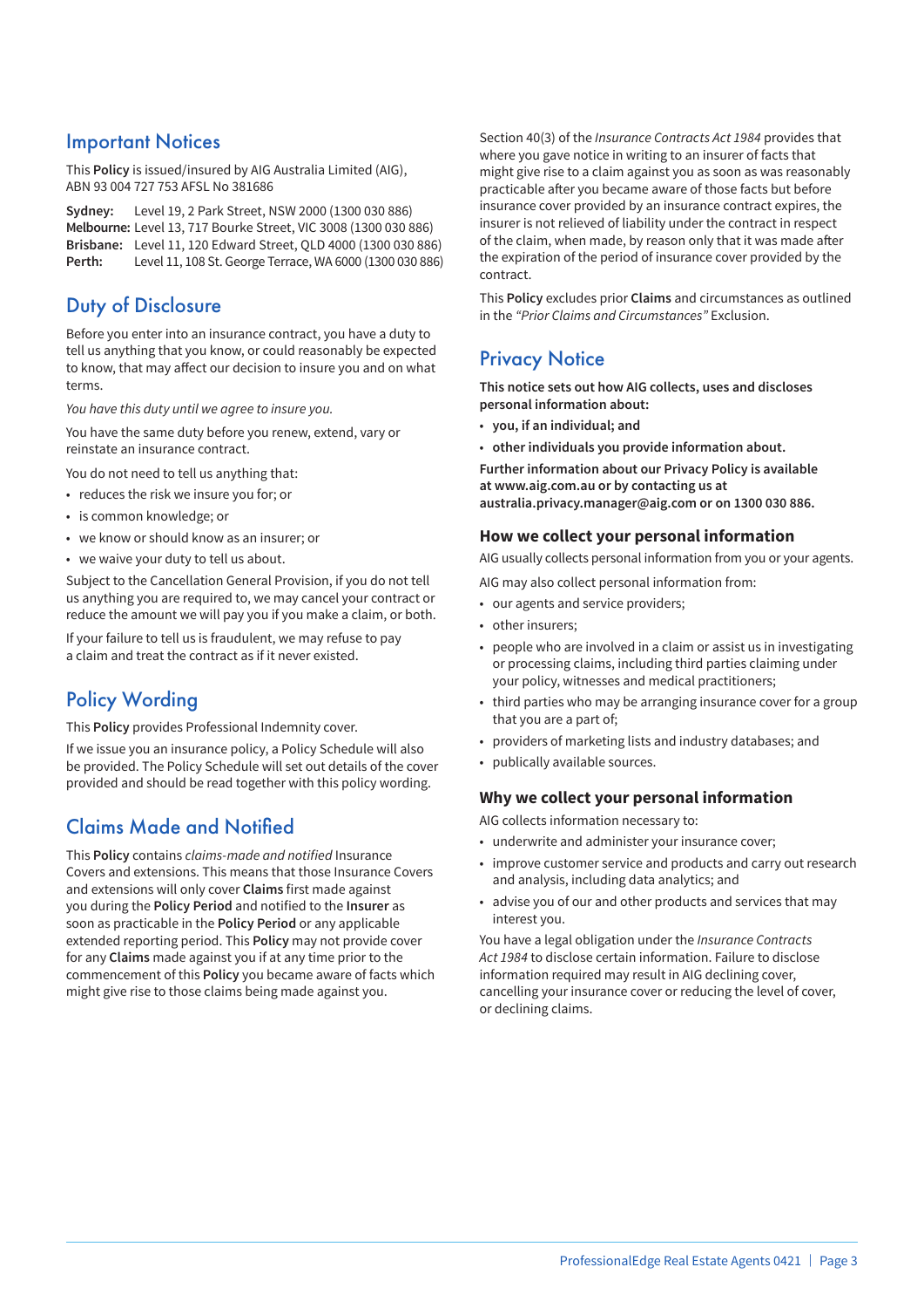## Important Notices

This **Policy** is issued/insured by AIG Australia Limited (AIG), ABN 93 004 727 753 AFSL No 381686

**Sydney:** Level 19, 2 Park Street, NSW 2000 (1300 030 886)
**Melbourne:** Level 13, 717 Bourke Street, VIC 3008 (1300 030 886)
**Brisbane:** Level 11, 120 Edward Street, QLD 4000 (1300 030 886)
**Perth:** Level 11, 108 St. George Terrace, WA 6000 (1300 030 886)

## Duty of Disclosure

Before you enter into an insurance contract, you have a duty to tell us anything that you know, or could reasonably be expected to know, that may affect our decision to insure you and on what terms.

*You have this duty until we agree to insure you.*

You have the same duty before you renew, extend, vary or reinstate an insurance contract.

You do not need to tell us anything that:

- reduces the risk we insure you for; or
- is common knowledge; or
- we know or should know as an insurer; or
- we waive your duty to tell us about.

Subject to the Cancellation General Provision, if you do not tell us anything you are required to, we may cancel your contract or reduce the amount we will pay you if you make a claim, or both.

If your failure to tell us is fraudulent, we may refuse to pay a claim and treat the contract as if it never existed.

## Policy Wording

This **Policy** provides Professional Indemnity cover.

If we issue you an insurance policy, a Policy Schedule will also be provided. The Policy Schedule will set out details of the cover provided and should be read together with this policy wording.

## Claims Made and Notified

This **Policy** contains *claims-made and notified* Insurance Covers and extensions. This means that those Insurance Covers and extensions will only cover **Claims** first made against you during the **Policy Period** and notified to the **Insurer** as soon as practicable in the **Policy Period** or any applicable extended reporting period. This **Policy** may not provide cover for any **Claims** made against you if at any time prior to the commencement of this **Policy** you became aware of facts which might give rise to those claims being made against you.

Section 40(3) of the *Insurance Contracts Act 1984* provides that where you gave notice in writing to an insurer of facts that might give rise to a claim against you as soon as was reasonably practicable after you became aware of those facts but before insurance cover provided by an insurance contract expires, the insurer is not relieved of liability under the contract in respect of the claim, when made, by reason only that it was made after the expiration of the period of insurance cover provided by the contract.

This **Policy** excludes prior **Claims** and circumstances as outlined in the *"Prior Claims and Circumstances"* Exclusion.

## Privacy Notice

**This notice sets out how AIG collects, uses and discloses personal information about:**

- **you, if an individual; and**
- **other individuals you provide information about.**

**Further information about our Privacy Policy is available at www.aig.com.au or by contacting us at australia.privacy.manager@aig.com or on 1300 030 886.**

### How we collect your personal information

AIG usually collects personal information from you or your agents.

AIG may also collect personal information from:

- our agents and service providers;
- other insurers;
- people who are involved in a claim or assist us in investigating or processing claims, including third parties claiming under your policy, witnesses and medical practitioners;
- third parties who may be arranging insurance cover for a group that you are a part of;
- providers of marketing lists and industry databases; and
- publically available sources.

### Why we collect your personal information

AIG collects information necessary to:

- underwrite and administer your insurance cover;
- improve customer service and products and carry out research and analysis, including data analytics; and
- advise you of our and other products and services that may interest you.

You have a legal obligation under the *Insurance Contracts Act 1984* to disclose certain information. Failure to disclose information required may result in AIG declining cover, cancelling your insurance cover or reducing the level of cover, or declining claims.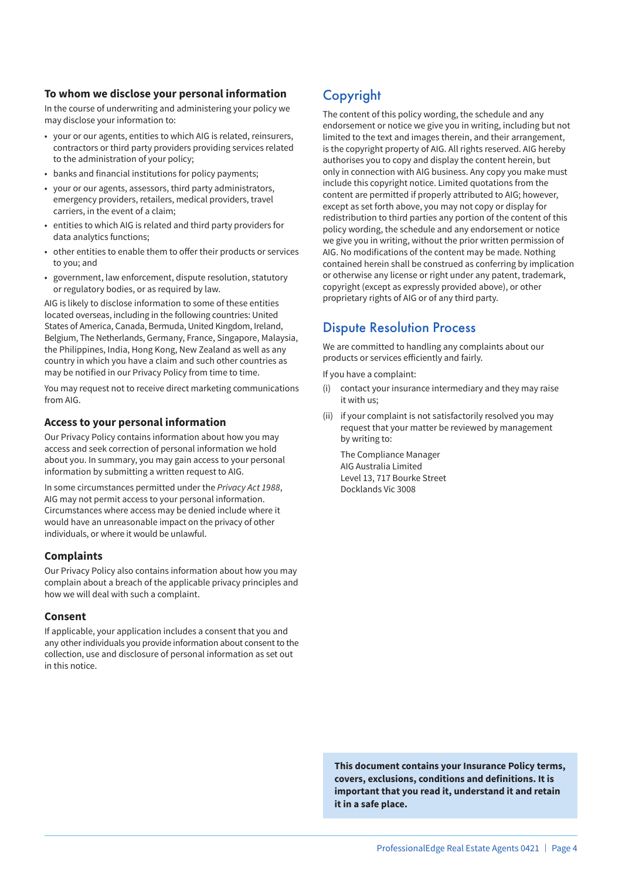### To whom we disclose your personal information

In the course of underwriting and administering your policy we may disclose your information to:

- your or our agents, entities to which AIG is related, reinsurers, contractors or third party providers providing services related to the administration of your policy;
- banks and financial institutions for policy payments;
- your or our agents, assessors, third party administrators, emergency providers, retailers, medical providers, travel carriers, in the event of a claim;
- entities to which AIG is related and third party providers for data analytics functions;
- other entities to enable them to offer their products or services to you; and
- government, law enforcement, dispute resolution, statutory or regulatory bodies, or as required by law.

AIG is likely to disclose information to some of these entities located overseas, including in the following countries: United States of America, Canada, Bermuda, United Kingdom, Ireland, Belgium, The Netherlands, Germany, France, Singapore, Malaysia, the Philippines, India, Hong Kong, New Zealand as well as any country in which you have a claim and such other countries as may be notified in our Privacy Policy from time to time.

You may request not to receive direct marketing communications from AIG.

### Access to your personal information

Our Privacy Policy contains information about how you may access and seek correction of personal information we hold about you. In summary, you may gain access to your personal information by submitting a written request to AIG.

In some circumstances permitted under the *Privacy Act 1988*, AIG may not permit access to your personal information. Circumstances where access may be denied include where it would have an unreasonable impact on the privacy of other individuals, or where it would be unlawful.

### Complaints

Our Privacy Policy also contains information about how you may complain about a breach of the applicable privacy principles and how we will deal with such a complaint.

### Consent

If applicable, your application includes a consent that you and any other individuals you provide information about consent to the collection, use and disclosure of personal information as set out in this notice.

## Copyright

The content of this policy wording, the schedule and any endorsement or notice we give you in writing, including but not limited to the text and images therein, and their arrangement, is the copyright property of AIG. All rights reserved. AIG hereby authorises you to copy and display the content herein, but only in connection with AIG business. Any copy you make must include this copyright notice. Limited quotations from the content are permitted if properly attributed to AIG; however, except as set forth above, you may not copy or display for redistribution to third parties any portion of the content of this policy wording, the schedule and any endorsement or notice we give you in writing, without the prior written permission of AIG. No modifications of the content may be made. Nothing contained herein shall be construed as conferring by implication or otherwise any license or right under any patent, trademark, copyright (except as expressly provided above), or other proprietary rights of AIG or of any third party.

## Dispute Resolution Process

We are committed to handling any complaints about our products or services efficiently and fairly.

If you have a complaint:

(i) contact your insurance intermediary and they may raise it with us;

(ii) if your complaint is not satisfactorily resolved you may request that your matter be reviewed by management by writing to:

The Compliance Manager
AIG Australia Limited
Level 13, 717 Bourke Street
Docklands Vic 3008

**This document contains your Insurance Policy terms, covers, exclusions, conditions and definitions. It is important that you read it, understand it and retain it in a safe place.**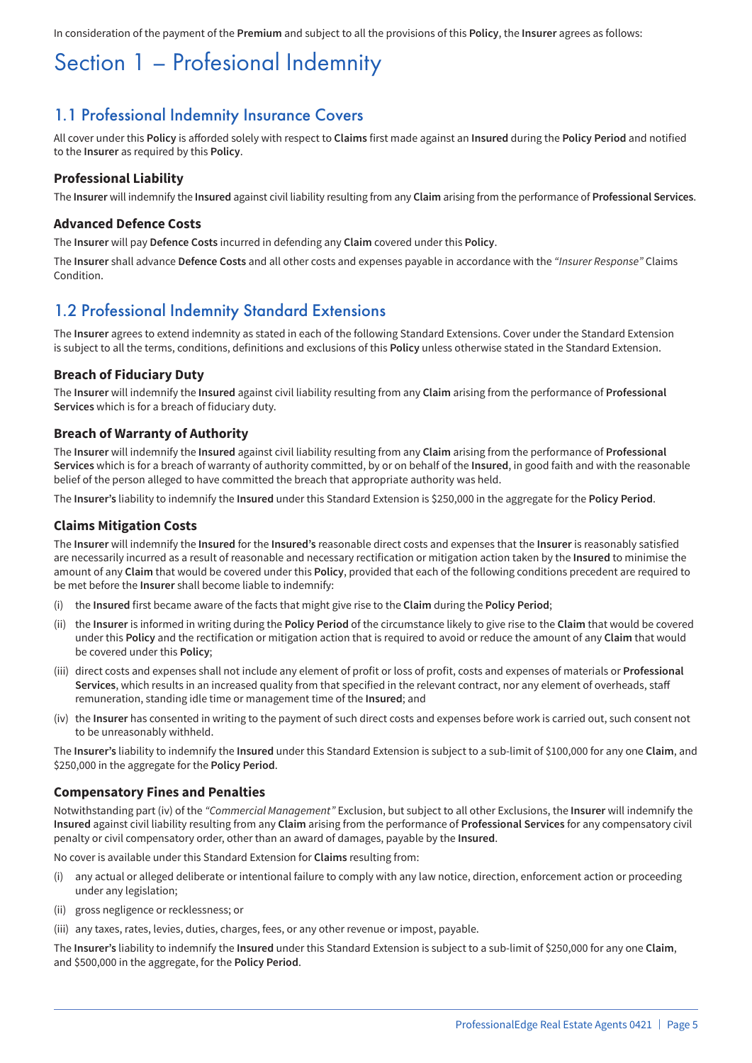In consideration of the payment of the **Premium** and subject to all the provisions of this **Policy**, the **Insurer** agrees as follows:

# Section 1 – Profesional Indemnity

## 1.1 Professional Indemnity Insurance Covers

All cover under this **Policy** is afforded solely with respect to **Claims** first made against an **Insured** during the **Policy Period** and notified to the **Insurer** as required by this **Policy**.

### Professional Liability

The **Insurer** will indemnify the **Insured** against civil liability resulting from any **Claim** arising from the performance of **Professional Services**.

### Advanced Defence Costs

The **Insurer** will pay **Defence Costs** incurred in defending any **Claim** covered under this **Policy**.

The **Insurer** shall advance **Defence Costs** and all other costs and expenses payable in accordance with the *"Insurer Response"* Claims Condition.

## 1.2 Professional Indemnity Standard Extensions

The **Insurer** agrees to extend indemnity as stated in each of the following Standard Extensions. Cover under the Standard Extension is subject to all the terms, conditions, definitions and exclusions of this **Policy** unless otherwise stated in the Standard Extension.

### Breach of Fiduciary Duty

The **Insurer** will indemnify the **Insured** against civil liability resulting from any **Claim** arising from the performance of **Professional Services** which is for a breach of fiduciary duty.

### Breach of Warranty of Authority

The **Insurer** will indemnify the **Insured** against civil liability resulting from any **Claim** arising from the performance of **Professional Services** which is for a breach of warranty of authority committed, by or on behalf of the **Insured**, in good faith and with the reasonable belief of the person alleged to have committed the breach that appropriate authority was held.

The **Insurer's** liability to indemnify the **Insured** under this Standard Extension is $250,000 in the aggregate for the **Policy Period**.

### Claims Mitigation Costs

The **Insurer** will indemnify the **Insured** for the **Insured's** reasonable direct costs and expenses that the **Insurer** is reasonably satisfied are necessarily incurred as a result of reasonable and necessary rectification or mitigation action taken by the **Insured** to minimise the amount of any **Claim** that would be covered under this **Policy**, provided that each of the following conditions precedent are required to be met before the **Insurer** shall become liable to indemnify:

(i) the **Insured** first became aware of the facts that might give rise to the **Claim** during the **Policy Period**;

(ii) the **Insurer** is informed in writing during the **Policy Period** of the circumstance likely to give rise to the **Claim** that would be covered under this **Policy** and the rectification or mitigation action that is required to avoid or reduce the amount of any **Claim** that would be covered under this **Policy**;

(iii) direct costs and expenses shall not include any element of profit or loss of profit, costs and expenses of materials or **Professional Services**, which results in an increased quality from that specified in the relevant contract, nor any element of overheads, staff remuneration, standing idle time or management time of the **Insured**; and

(iv) the **Insurer** has consented in writing to the payment of such direct costs and expenses before work is carried out, such consent not to be unreasonably withheld.

The **Insurer's** liability to indemnify the **Insured** under this Standard Extension is subject to a sub-limit of $100,000 for any one **Claim**, and $250,000 in the aggregate for the **Policy Period**.

### Compensatory Fines and Penalties

Notwithstanding part (iv) of the *"Commercial Management"* Exclusion, but subject to all other Exclusions, the **Insurer** will indemnify the **Insured** against civil liability resulting from any **Claim** arising from the performance of **Professional Services** for any compensatory civil penalty or civil compensatory order, other than an award of damages, payable by the **Insured**.

No cover is available under this Standard Extension for **Claims** resulting from:

(i) any actual or alleged deliberate or intentional failure to comply with any law notice, direction, enforcement action or proceeding under any legislation;

(ii) gross negligence or recklessness; or

(iii) any taxes, rates, levies, duties, charges, fees, or any other revenue or impost, payable.

The **Insurer's** liability to indemnify the **Insured** under this Standard Extension is subject to a sub-limit of $250,000 for any one **Claim**, and $500,000 in the aggregate, for the **Policy Period**.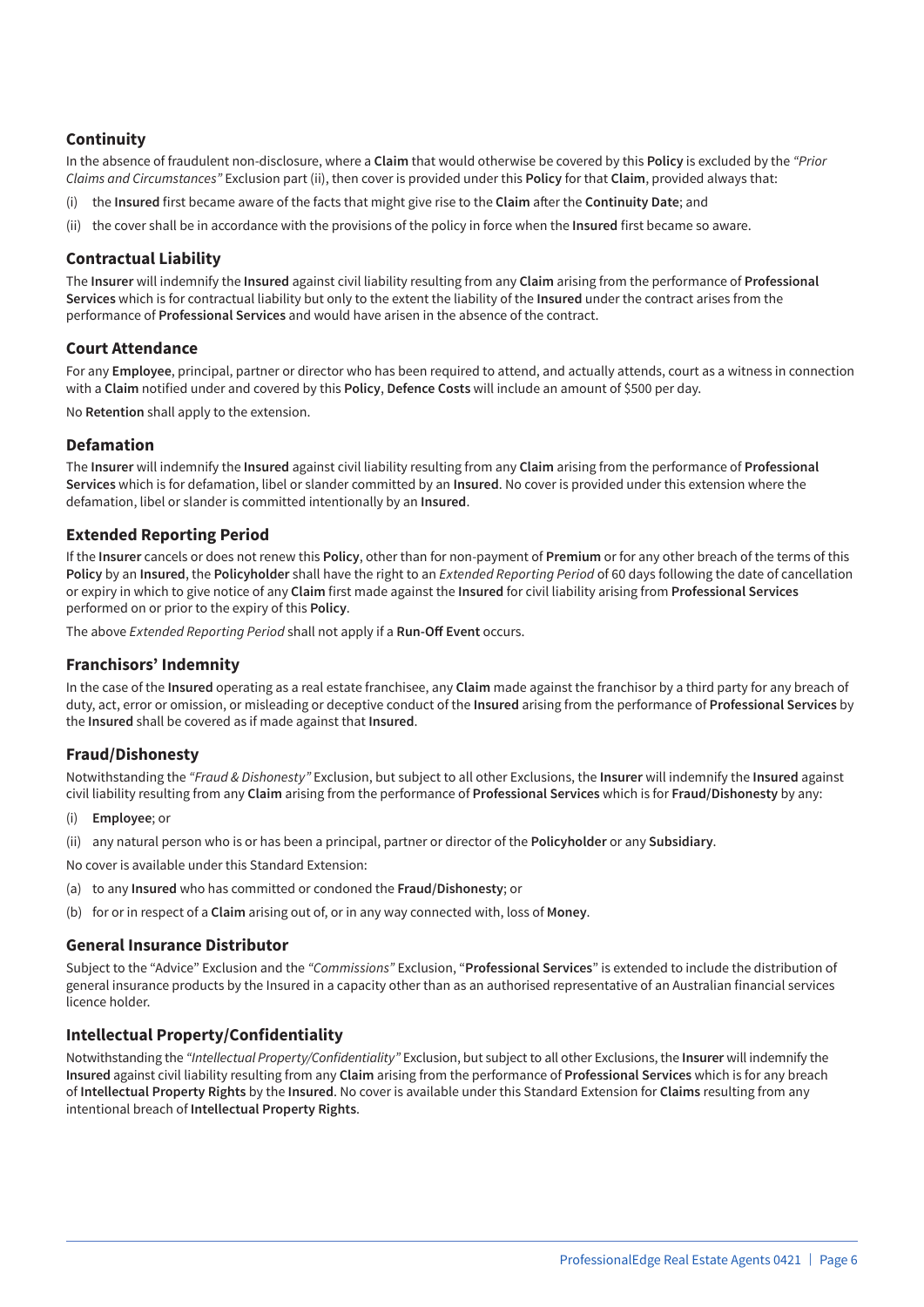### Continuity

In the absence of fraudulent non-disclosure, where a **Claim** that would otherwise be covered by this **Policy** is excluded by the *"Prior Claims and Circumstances"* Exclusion part (ii), then cover is provided under this **Policy** for that **Claim**, provided always that:

(i) the **Insured** first became aware of the facts that might give rise to the **Claim** after the **Continuity Date**; and

(ii) the cover shall be in accordance with the provisions of the policy in force when the **Insured** first became so aware.

### Contractual Liability

The **Insurer** will indemnify the **Insured** against civil liability resulting from any **Claim** arising from the performance of **Professional Services** which is for contractual liability but only to the extent the liability of the **Insured** under the contract arises from the performance of **Professional Services** and would have arisen in the absence of the contract.

### Court Attendance

For any **Employee**, principal, partner or director who has been required to attend, and actually attends, court as a witness in connection with a **Claim** notified under and covered by this **Policy**, **Defence Costs** will include an amount of $500 per day.

No **Retention** shall apply to the extension.

### Defamation

The **Insurer** will indemnify the **Insured** against civil liability resulting from any **Claim** arising from the performance of **Professional Services** which is for defamation, libel or slander committed by an **Insured**. No cover is provided under this extension where the defamation, libel or slander is committed intentionally by an **Insured**.

### Extended Reporting Period

If the **Insurer** cancels or does not renew this **Policy**, other than for non-payment of **Premium** or for any other breach of the terms of this **Policy** by an **Insured**, the **Policyholder** shall have the right to an *Extended Reporting Period* of 60 days following the date of cancellation or expiry in which to give notice of any **Claim** first made against the **Insured** for civil liability arising from **Professional Services** performed on or prior to the expiry of this **Policy**.

The above *Extended Reporting Period* shall not apply if a **Run-Off Event** occurs.

### Franchisors' Indemnity

In the case of the **Insured** operating as a real estate franchisee, any **Claim** made against the franchisor by a third party for any breach of duty, act, error or omission, or misleading or deceptive conduct of the **Insured** arising from the performance of **Professional Services** by the **Insured** shall be covered as if made against that **Insured**.

### Fraud/Dishonesty

Notwithstanding the *"Fraud & Dishonesty"* Exclusion, but subject to all other Exclusions, the **Insurer** will indemnify the **Insured** against civil liability resulting from any **Claim** arising from the performance of **Professional Services** which is for **Fraud/Dishonesty** by any:

(i) **Employee**; or

(ii) any natural person who is or has been a principal, partner or director of the **Policyholder** or any **Subsidiary**.

No cover is available under this Standard Extension:

(a) to any **Insured** who has committed or condoned the **Fraud/Dishonesty**; or

(b) for or in respect of a **Claim** arising out of, or in any way connected with, loss of **Money**.

### General Insurance Distributor

Subject to the "Advice" Exclusion and the *"Commissions"* Exclusion, "**Professional Services**" is extended to include the distribution of general insurance products by the Insured in a capacity other than as an authorised representative of an Australian financial services licence holder.

### Intellectual Property/Confidentiality

Notwithstanding the *"Intellectual Property/Confidentiality"* Exclusion, but subject to all other Exclusions, the **Insurer** will indemnify the **Insured** against civil liability resulting from any **Claim** arising from the performance of **Professional Services** which is for any breach of **Intellectual Property Rights** by the **Insured**. No cover is available under this Standard Extension for **Claims** resulting from any intentional breach of **Intellectual Property Rights**.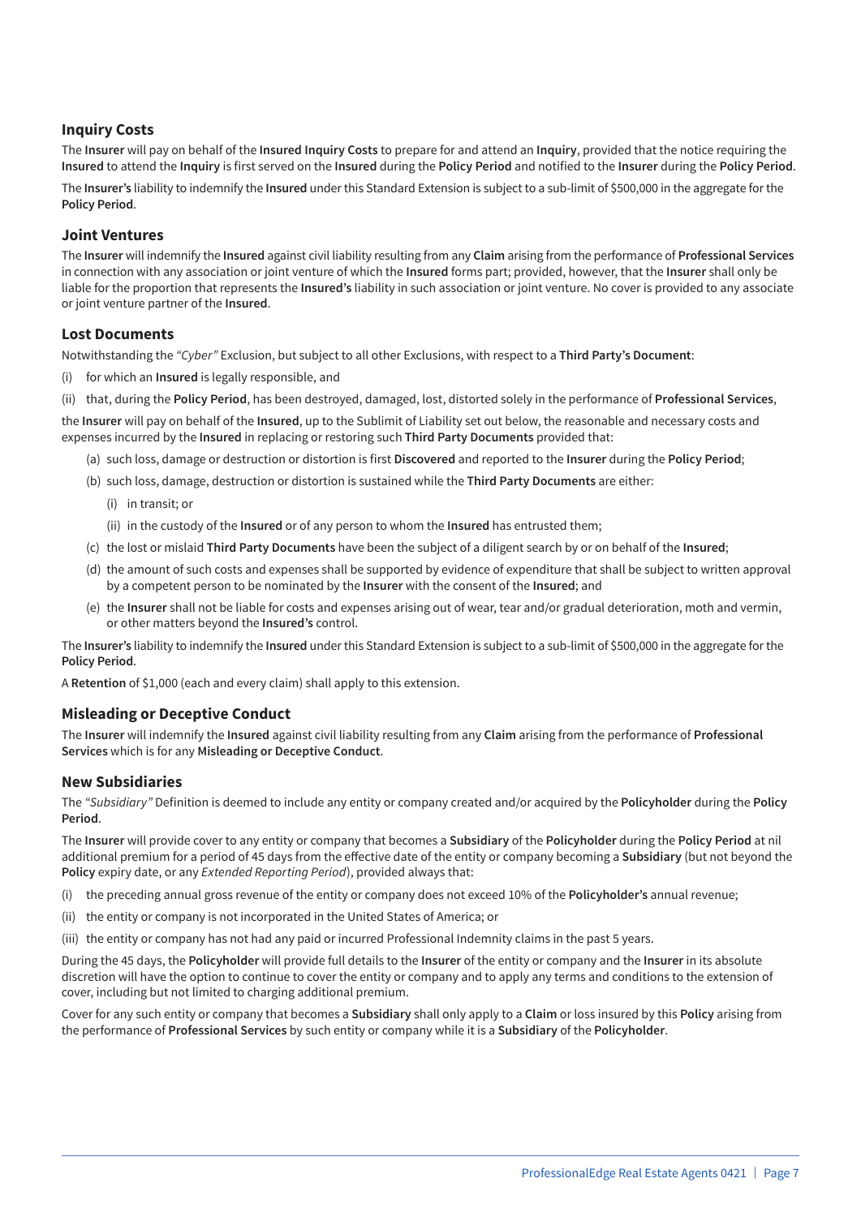### Inquiry Costs

The **Insurer** will pay on behalf of the **Insured Inquiry Costs** to prepare for and attend an **Inquiry**, provided that the notice requiring the **Insured** to attend the **Inquiry** is first served on the **Insured** during the **Policy Period** and notified to the **Insurer** during the **Policy Period**.

The **Insurer's** liability to indemnify the **Insured** under this Standard Extension is subject to a sub-limit of $500,000 in the aggregate for the **Policy Period**.

### Joint Ventures

The **Insurer** will indemnify the **Insured** against civil liability resulting from any **Claim** arising from the performance of **Professional Services** in connection with any association or joint venture of which the **Insured** forms part; provided, however, that the **Insurer** shall only be liable for the proportion that represents the **Insured's** liability in such association or joint venture. No cover is provided to any associate or joint venture partner of the **Insured**.

### Lost Documents

Notwithstanding the *"Cyber"* Exclusion, but subject to all other Exclusions, with respect to a **Third Party's Document**:

(i) for which an **Insured** is legally responsible, and

(ii) that, during the **Policy Period**, has been destroyed, damaged, lost, distorted solely in the performance of **Professional Services**,

the **Insurer** will pay on behalf of the **Insured**, up to the Sublimit of Liability set out below, the reasonable and necessary costs and expenses incurred by the **Insured** in replacing or restoring such **Third Party Documents** provided that:

(a) such loss, damage or destruction or distortion is first **Discovered** and reported to the **Insurer** during the **Policy Period**;

(b) such loss, damage, destruction or distortion is sustained while the **Third Party Documents** are either:

  (i) in transit; or

  (ii) in the custody of the **Insured** or of any person to whom the **Insured** has entrusted them;

(c) the lost or mislaid **Third Party Documents** have been the subject of a diligent search by or on behalf of the **Insured**;

(d) the amount of such costs and expenses shall be supported by evidence of expenditure that shall be subject to written approval by a competent person to be nominated by the **Insurer** with the consent of the **Insured**; and

(e) the **Insurer** shall not be liable for costs and expenses arising out of wear, tear and/or gradual deterioration, moth and vermin, or other matters beyond the **Insured's** control.

The **Insurer's** liability to indemnify the **Insured** under this Standard Extension is subject to a sub-limit of $500,000 in the aggregate for the **Policy Period**.

A **Retention** of $1,000 (each and every claim) shall apply to this extension.

### Misleading or Deceptive Conduct

The **Insurer** will indemnify the **Insured** against civil liability resulting from any **Claim** arising from the performance of **Professional Services** which is for any **Misleading or Deceptive Conduct**.

### New Subsidiaries

The *"Subsidiary"* Definition is deemed to include any entity or company created and/or acquired by the **Policyholder** during the **Policy Period**.

The **Insurer** will provide cover to any entity or company that becomes a **Subsidiary** of the **Policyholder** during the **Policy Period** at nil additional premium for a period of 45 days from the effective date of the entity or company becoming a **Subsidiary** (but not beyond the **Policy** expiry date, or any *Extended Reporting Period*), provided always that:

(i) the preceding annual gross revenue of the entity or company does not exceed 10% of the **Policyholder's** annual revenue;

(ii) the entity or company is not incorporated in the United States of America; or

(iii) the entity or company has not had any paid or incurred Professional Indemnity claims in the past 5 years.

During the 45 days, the **Policyholder** will provide full details to the **Insurer** of the entity or company and the **Insurer** in its absolute discretion will have the option to continue to cover the entity or company and to apply any terms and conditions to the extension of cover, including but not limited to charging additional premium.

Cover for any such entity or company that becomes a **Subsidiary** shall only apply to a **Claim** or loss insured by this **Policy** arising from the performance of **Professional Services** by such entity or company while it is a **Subsidiary** of the **Policyholder**.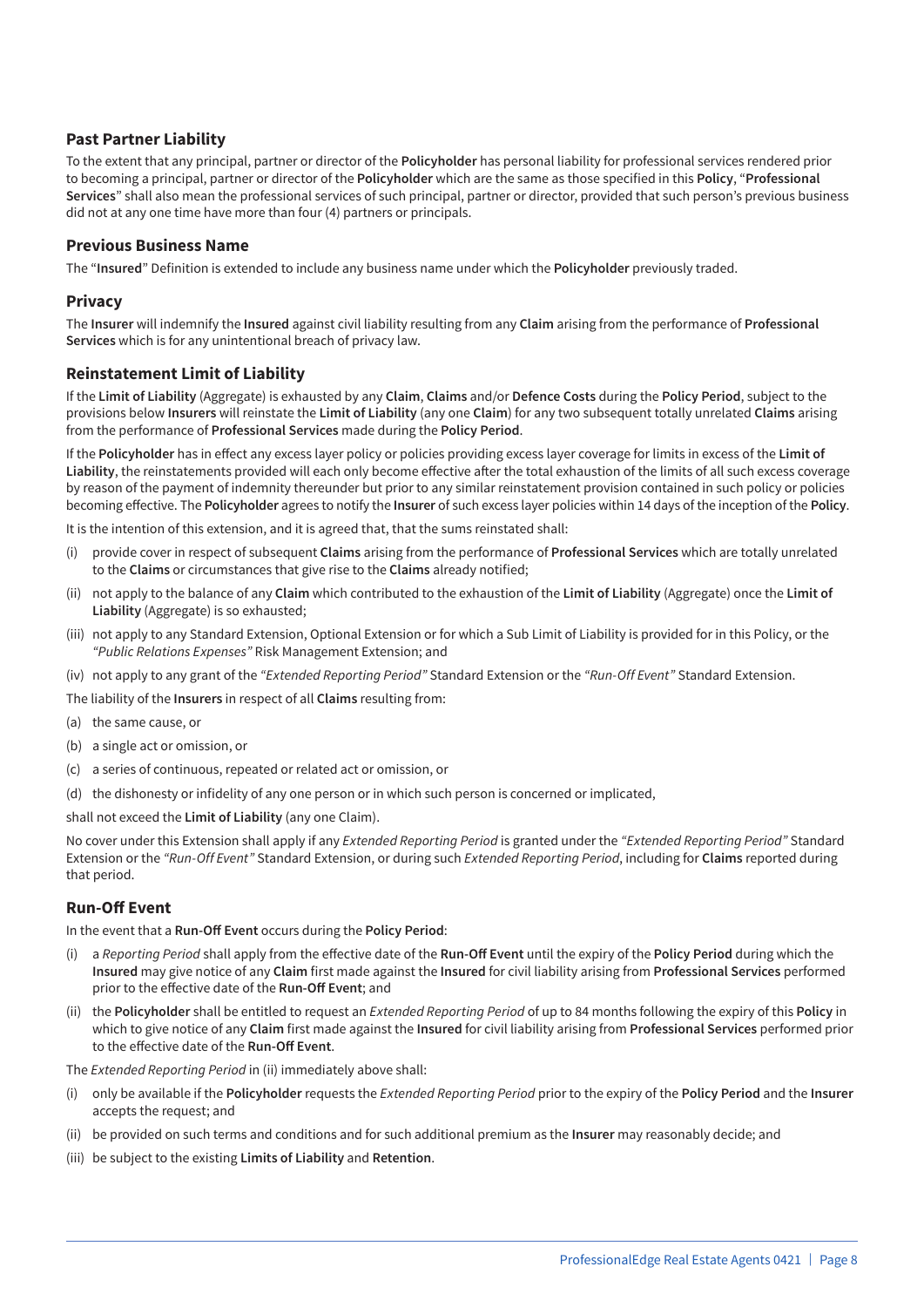## Past Partner Liability

To the extent that any principal, partner or director of the **Policyholder** has personal liability for professional services rendered prior to becoming a principal, partner or director of the **Policyholder** which are the same as those specified in this **Policy**, "**Professional Services**" shall also mean the professional services of such principal, partner or director, provided that such person's previous business did not at any one time have more than four (4) partners or principals.

## Previous Business Name

The "**Insured**" Definition is extended to include any business name under which the **Policyholder** previously traded.

## Privacy

The **Insurer** will indemnify the **Insured** against civil liability resulting from any **Claim** arising from the performance of **Professional Services** which is for any unintentional breach of privacy law.

## Reinstatement Limit of Liability

If the **Limit of Liability** (Aggregate) is exhausted by any **Claim**, **Claims** and/or **Defence Costs** during the **Policy Period**, subject to the provisions below **Insurers** will reinstate the **Limit of Liability** (any one **Claim**) for any two subsequent totally unrelated **Claims** arising from the performance of **Professional Services** made during the **Policy Period**.

If the **Policyholder** has in effect any excess layer policy or policies providing excess layer coverage for limits in excess of the **Limit of Liability**, the reinstatements provided will each only become effective after the total exhaustion of the limits of all such excess coverage by reason of the payment of indemnity thereunder but prior to any similar reinstatement provision contained in such policy or policies becoming effective. The **Policyholder** agrees to notify the **Insurer** of such excess layer policies within 14 days of the inception of the **Policy**.

It is the intention of this extension, and it is agreed that, that the sums reinstated shall:

(i) provide cover in respect of subsequent **Claims** arising from the performance of **Professional Services** which are totally unrelated to the **Claims** or circumstances that give rise to the **Claims** already notified;

(ii) not apply to the balance of any **Claim** which contributed to the exhaustion of the **Limit of Liability** (Aggregate) once the **Limit of Liability** (Aggregate) is so exhausted;

(iii) not apply to any Standard Extension, Optional Extension or for which a Sub Limit of Liability is provided for in this Policy, or the *"Public Relations Expenses"* Risk Management Extension; and

(iv) not apply to any grant of the *"Extended Reporting Period"* Standard Extension or the *"Run-Off Event"* Standard Extension.

The liability of the **Insurers** in respect of all **Claims** resulting from:

(a) the same cause, or

(b) a single act or omission, or

(c) a series of continuous, repeated or related act or omission, or

(d) the dishonesty or infidelity of any one person or in which such person is concerned or implicated,

shall not exceed the **Limit of Liability** (any one Claim).

No cover under this Extension shall apply if any *Extended Reporting Period* is granted under the *"Extended Reporting Period"* Standard Extension or the *"Run-Off Event"* Standard Extension, or during such *Extended Reporting Period*, including for **Claims** reported during that period.

## Run-Off Event

In the event that a **Run-Off Event** occurs during the **Policy Period**:

(i) a *Reporting Period* shall apply from the effective date of the **Run-Off Event** until the expiry of the **Policy Period** during which the **Insured** may give notice of any **Claim** first made against the **Insured** for civil liability arising from **Professional Services** performed prior to the effective date of the **Run-Off Event**; and

(ii) the **Policyholder** shall be entitled to request an *Extended Reporting Period* of up to 84 months following the expiry of this **Policy** in which to give notice of any **Claim** first made against the **Insured** for civil liability arising from **Professional Services** performed prior to the effective date of the **Run-Off Event**.

The *Extended Reporting Period* in (ii) immediately above shall:

(i) only be available if the **Policyholder** requests the *Extended Reporting Period* prior to the expiry of the **Policy Period** and the **Insurer** accepts the request; and

(ii) be provided on such terms and conditions and for such additional premium as the **Insurer** may reasonably decide; and

(iii) be subject to the existing **Limits of Liability** and **Retention**.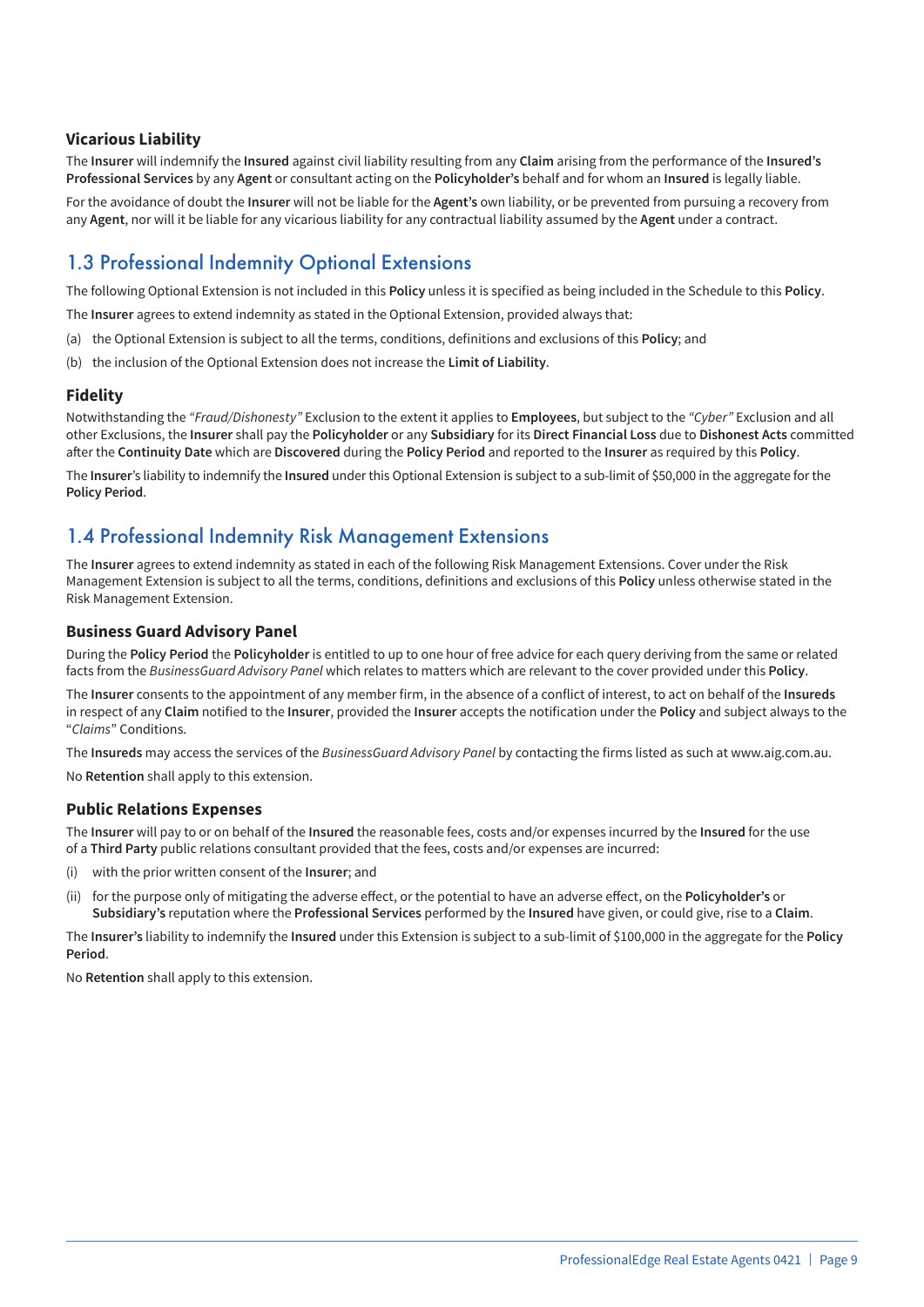### Vicarious Liability

The **Insurer** will indemnify the **Insured** against civil liability resulting from any **Claim** arising from the performance of the **Insured's Professional Services** by any **Agent** or consultant acting on the **Policyholder's** behalf and for whom an **Insured** is legally liable.

For the avoidance of doubt the **Insurer** will not be liable for the **Agent's** own liability, or be prevented from pursuing a recovery from any **Agent**, nor will it be liable for any vicarious liability for any contractual liability assumed by the **Agent** under a contract.

## 1.3 Professional Indemnity Optional Extensions

The following Optional Extension is not included in this **Policy** unless it is specified as being included in the Schedule to this **Policy**.

The **Insurer** agrees to extend indemnity as stated in the Optional Extension, provided always that:

(a) the Optional Extension is subject to all the terms, conditions, definitions and exclusions of this **Policy**; and

(b) the inclusion of the Optional Extension does not increase the **Limit of Liability**.

### Fidelity

Notwithstanding the *"Fraud/Dishonesty"* Exclusion to the extent it applies to **Employees**, but subject to the *"Cyber"* Exclusion and all other Exclusions, the **Insurer** shall pay the **Policyholder** or any **Subsidiary** for its **Direct Financial Loss** due to **Dishonest Acts** committed after the **Continuity Date** which are **Discovered** during the **Policy Period** and reported to the **Insurer** as required by this **Policy**.

The **Insurer**'s liability to indemnify the **Insured** under this Optional Extension is subject to a sub-limit of $50,000 in the aggregate for the **Policy Period**.

## 1.4 Professional Indemnity Risk Management Extensions

The **Insurer** agrees to extend indemnity as stated in each of the following Risk Management Extensions. Cover under the Risk Management Extension is subject to all the terms, conditions, definitions and exclusions of this **Policy** unless otherwise stated in the Risk Management Extension.

### Business Guard Advisory Panel

During the **Policy Period** the **Policyholder** is entitled to up to one hour of free advice for each query deriving from the same or related facts from the *BusinessGuard Advisory Panel* which relates to matters which are relevant to the cover provided under this **Policy**.

The **Insurer** consents to the appointment of any member firm, in the absence of a conflict of interest, to act on behalf of the **Insureds** in respect of any **Claim** notified to the **Insurer**, provided the **Insurer** accepts the notification under the **Policy** and subject always to the "*Claims*" Conditions.

The **Insureds** may access the services of the *BusinessGuard Advisory Panel* by contacting the firms listed as such at www.aig.com.au.

No **Retention** shall apply to this extension.

### Public Relations Expenses

The **Insurer** will pay to or on behalf of the **Insured** the reasonable fees, costs and/or expenses incurred by the **Insured** for the use of a **Third Party** public relations consultant provided that the fees, costs and/or expenses are incurred:

(i) with the prior written consent of the **Insurer**; and

(ii) for the purpose only of mitigating the adverse effect, or the potential to have an adverse effect, on the **Policyholder's** or **Subsidiary's** reputation where the **Professional Services** performed by the **Insured** have given, or could give, rise to a **Claim**.

The **Insurer's** liability to indemnify the **Insured** under this Extension is subject to a sub-limit of $100,000 in the aggregate for the **Policy Period**.

No **Retention** shall apply to this extension.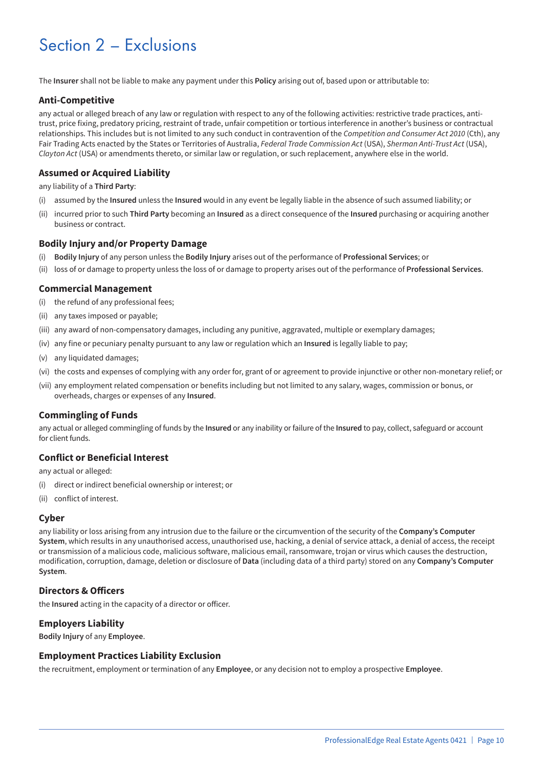# Section 2 – Exclusions

The **Insurer** shall not be liable to make any payment under this **Policy** arising out of, based upon or attributable to:

### Anti-Competitive

any actual or alleged breach of any law or regulation with respect to any of the following activities: restrictive trade practices, anti-trust, price fixing, predatory pricing, restraint of trade, unfair competition or tortious interference in another's business or contractual relationships. This includes but is not limited to any such conduct in contravention of the *Competition and Consumer Act 2010* (Cth), any Fair Trading Acts enacted by the States or Territories of Australia, *Federal Trade Commission Act* (USA), *Sherman Anti-Trust Act* (USA), *Clayton Act* (USA) or amendments thereto, or similar law or regulation, or such replacement, anywhere else in the world.

### Assumed or Acquired Liability

any liability of a **Third Party**:

(i) assumed by the **Insured** unless the **Insured** would in any event be legally liable in the absence of such assumed liability; or

(ii) incurred prior to such **Third Party** becoming an **Insured** as a direct consequence of the **Insured** purchasing or acquiring another business or contract.

### Bodily Injury and/or Property Damage

(i) **Bodily Injury** of any person unless the **Bodily Injury** arises out of the performance of **Professional Services**; or

(ii) loss of or damage to property unless the loss of or damage to property arises out of the performance of **Professional Services**.

### Commercial Management

(i) the refund of any professional fees;

(ii) any taxes imposed or payable;

(iii) any award of non-compensatory damages, including any punitive, aggravated, multiple or exemplary damages;

(iv) any fine or pecuniary penalty pursuant to any law or regulation which an **Insured** is legally liable to pay;

(v) any liquidated damages;

(vi) the costs and expenses of complying with any order for, grant of or agreement to provide injunctive or other non-monetary relief; or

(vii) any employment related compensation or benefits including but not limited to any salary, wages, commission or bonus, or overheads, charges or expenses of any **Insured**.

### Commingling of Funds

any actual or alleged commingling of funds by the **Insured** or any inability or failure of the **Insured** to pay, collect, safeguard or account for client funds.

### Conflict or Beneficial Interest

any actual or alleged:

(i) direct or indirect beneficial ownership or interest; or

(ii) conflict of interest.

### Cyber

any liability or loss arising from any intrusion due to the failure or the circumvention of the security of the **Company's Computer System**, which results in any unauthorised access, unauthorised use, hacking, a denial of service attack, a denial of access, the receipt or transmission of a malicious code, malicious software, malicious email, ransomware, trojan or virus which causes the destruction, modification, corruption, damage, deletion or disclosure of **Data** (including data of a third party) stored on any **Company's Computer System**.

### Directors & Officers

the **Insured** acting in the capacity of a director or officer.

### Employers Liability

**Bodily Injury** of any **Employee**.

### Employment Practices Liability Exclusion

the recruitment, employment or termination of any **Employee**, or any decision not to employ a prospective **Employee**.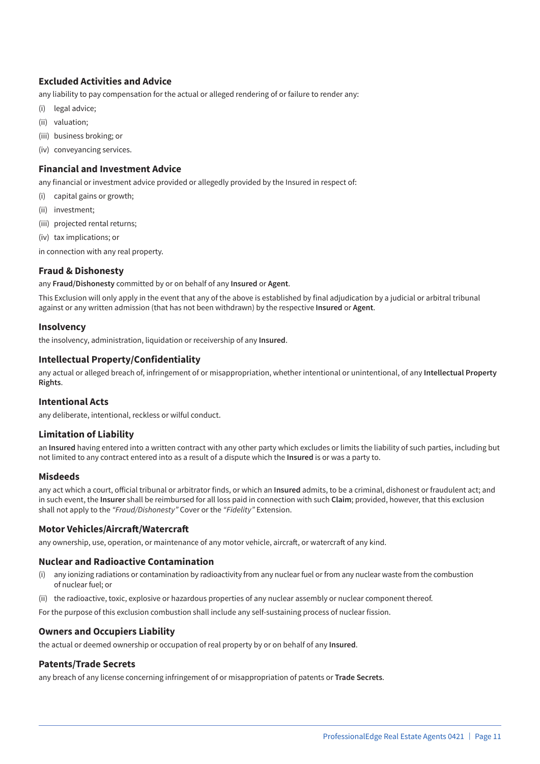### Excluded Activities and Advice

any liability to pay compensation for the actual or alleged rendering of or failure to render any:

(i) legal advice;

(ii) valuation;

(iii) business broking; or

(iv) conveyancing services.

### Financial and Investment Advice

any financial or investment advice provided or allegedly provided by the Insured in respect of:

(i) capital gains or growth;

(ii) investment;

(iii) projected rental returns;

(iv) tax implications; or

in connection with any real property.

### Fraud & Dishonesty

any **Fraud/Dishonesty** committed by or on behalf of any **Insured** or **Agent**.

This Exclusion will only apply in the event that any of the above is established by final adjudication by a judicial or arbitral tribunal against or any written admission (that has not been withdrawn) by the respective **Insured** or **Agent**.

### Insolvency

the insolvency, administration, liquidation or receivership of any **Insured**.

### Intellectual Property/Confidentiality

any actual or alleged breach of, infringement of or misappropriation, whether intentional or unintentional, of any **Intellectual Property Rights**.

### Intentional Acts

any deliberate, intentional, reckless or wilful conduct.

### Limitation of Liability

an **Insured** having entered into a written contract with any other party which excludes or limits the liability of such parties, including but not limited to any contract entered into as a result of a dispute which the **Insured** is or was a party to.

### Misdeeds

any act which a court, official tribunal or arbitrator finds, or which an **Insured** admits, to be a criminal, dishonest or fraudulent act; and in such event, the **Insurer** shall be reimbursed for all loss paid in connection with such **Claim**; provided, however, that this exclusion shall not apply to the *"Fraud/Dishonesty"* Cover or the *"Fidelity"* Extension.

### Motor Vehicles/Aircraft/Watercraft

any ownership, use, operation, or maintenance of any motor vehicle, aircraft, or watercraft of any kind.

### Nuclear and Radioactive Contamination

(i) any ionizing radiations or contamination by radioactivity from any nuclear fuel or from any nuclear waste from the combustion of nuclear fuel; or

(ii) the radioactive, toxic, explosive or hazardous properties of any nuclear assembly or nuclear component thereof.

For the purpose of this exclusion combustion shall include any self-sustaining process of nuclear fission.

### Owners and Occupiers Liability

the actual or deemed ownership or occupation of real property by or on behalf of any **Insured**.

### Patents/Trade Secrets

any breach of any license concerning infringement of or misappropriation of patents or **Trade Secrets**.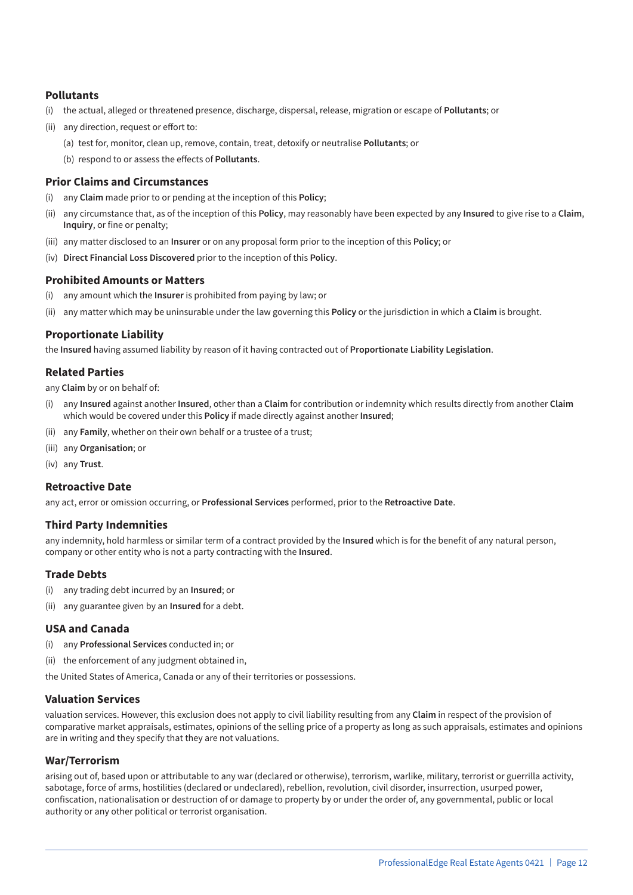### Pollutants

(i) the actual, alleged or threatened presence, discharge, dispersal, release, migration or escape of **Pollutants**; or

(ii) any direction, request or effort to:

  (a) test for, monitor, clean up, remove, contain, treat, detoxify or neutralise **Pollutants**; or

  (b) respond to or assess the effects of **Pollutants**.

### Prior Claims and Circumstances

(i) any **Claim** made prior to or pending at the inception of this **Policy**;

(ii) any circumstance that, as of the inception of this **Policy**, may reasonably have been expected by any **Insured** to give rise to a **Claim**, **Inquiry**, or fine or penalty;

(iii) any matter disclosed to an **Insurer** or on any proposal form prior to the inception of this **Policy**; or

(iv) **Direct Financial Loss Discovered** prior to the inception of this **Policy**.

### Prohibited Amounts or Matters

(i) any amount which the **Insurer** is prohibited from paying by law; or

(ii) any matter which may be uninsurable under the law governing this **Policy** or the jurisdiction in which a **Claim** is brought.

### Proportionate Liability

the **Insured** having assumed liability by reason of it having contracted out of **Proportionate Liability Legislation**.

### Related Parties

any **Claim** by or on behalf of:

(i) any **Insured** against another **Insured**, other than a **Claim** for contribution or indemnity which results directly from another **Claim** which would be covered under this **Policy** if made directly against another **Insured**;

(ii) any **Family**, whether on their own behalf or a trustee of a trust;

(iii) any **Organisation**; or

(iv) any **Trust**.

### Retroactive Date

any act, error or omission occurring, or **Professional Services** performed, prior to the **Retroactive Date**.

### Third Party Indemnities

any indemnity, hold harmless or similar term of a contract provided by the **Insured** which is for the benefit of any natural person, company or other entity who is not a party contracting with the **Insured**.

### Trade Debts

(i) any trading debt incurred by an **Insured**; or

(ii) any guarantee given by an **Insured** for a debt.

### USA and Canada

(i) any **Professional Services** conducted in; or

(ii) the enforcement of any judgment obtained in,

the United States of America, Canada or any of their territories or possessions.

### Valuation Services

valuation services. However, this exclusion does not apply to civil liability resulting from any **Claim** in respect of the provision of comparative market appraisals, estimates, opinions of the selling price of a property as long as such appraisals, estimates and opinions are in writing and they specify that they are not valuations.

### War/Terrorism

arising out of, based upon or attributable to any war (declared or otherwise), terrorism, warlike, military, terrorist or guerrilla activity, sabotage, force of arms, hostilities (declared or undeclared), rebellion, revolution, civil disorder, insurrection, usurped power, confiscation, nationalisation or destruction of or damage to property by or under the order of, any governmental, public or local authority or any other political or terrorist organisation.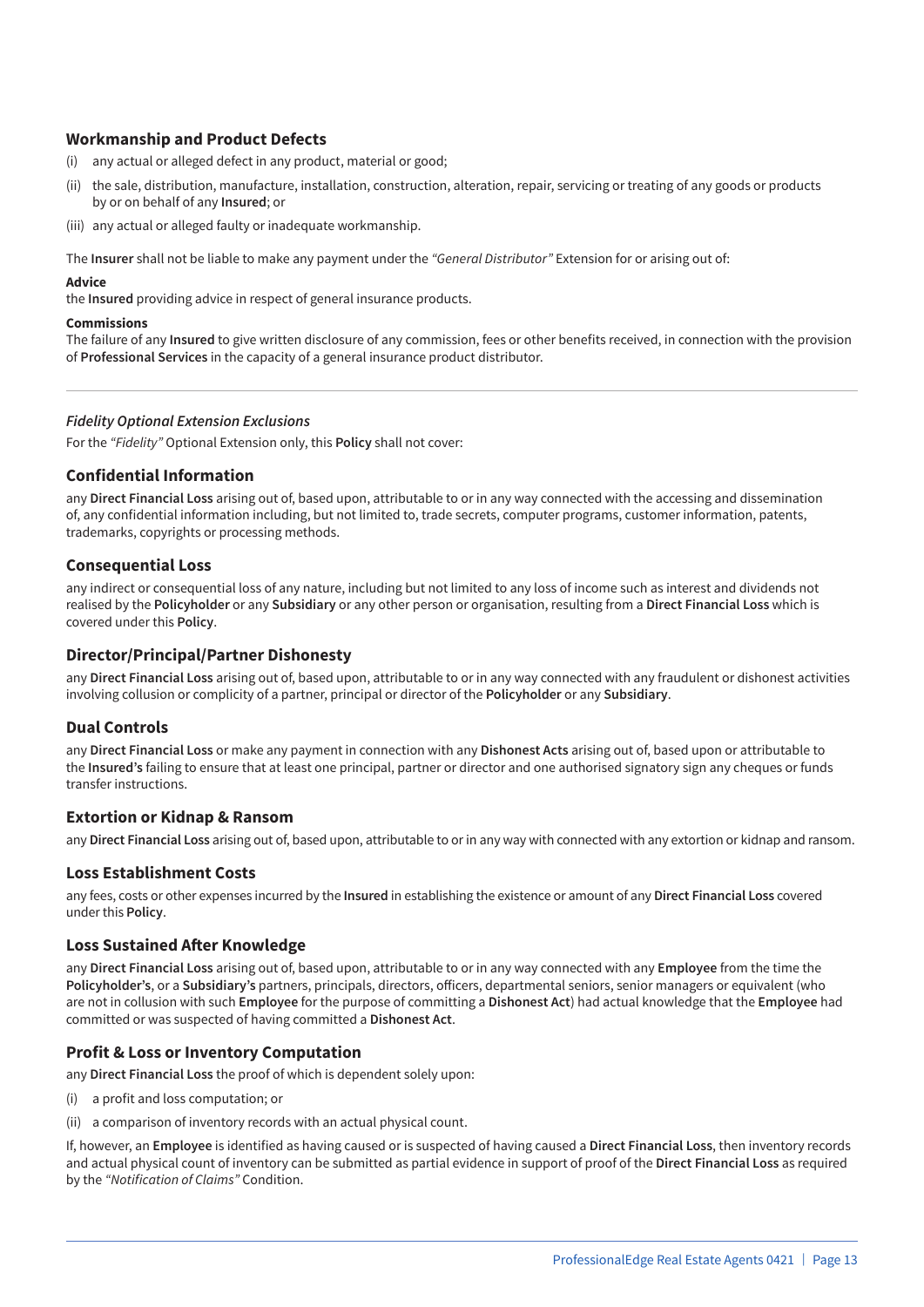## Workmanship and Product Defects

(i) any actual or alleged defect in any product, material or good;

(ii) the sale, distribution, manufacture, installation, construction, alteration, repair, servicing or treating of any goods or products by or on behalf of any **Insured**; or

(iii) any actual or alleged faulty or inadequate workmanship.

The **Insurer** shall not be liable to make any payment under the *"General Distributor"* Extension for or arising out of:

#### Advice

the **Insured** providing advice in respect of general insurance products.

#### Commissions

The failure of any **Insured** to give written disclosure of any commission, fees or other benefits received, in connection with the provision of **Professional Services** in the capacity of a general insurance product distributor.

---

### *Fidelity Optional Extension Exclusions*

For the *"Fidelity"* Optional Extension only, this **Policy** shall not cover:

## Confidential Information

any **Direct Financial Loss** arising out of, based upon, attributable to or in any way connected with the accessing and dissemination of, any confidential information including, but not limited to, trade secrets, computer programs, customer information, patents, trademarks, copyrights or processing methods.

## Consequential Loss

any indirect or consequential loss of any nature, including but not limited to any loss of income such as interest and dividends not realised by the **Policyholder** or any **Subsidiary** or any other person or organisation, resulting from a **Direct Financial Loss** which is covered under this **Policy**.

## Director/Principal/Partner Dishonesty

any **Direct Financial Loss** arising out of, based upon, attributable to or in any way connected with any fraudulent or dishonest activities involving collusion or complicity of a partner, principal or director of the **Policyholder** or any **Subsidiary**.

## Dual Controls

any **Direct Financial Loss** or make any payment in connection with any **Dishonest Acts** arising out of, based upon or attributable to the **Insured's** failing to ensure that at least one principal, partner or director and one authorised signatory sign any cheques or funds transfer instructions.

## Extortion or Kidnap & Ransom

any **Direct Financial Loss** arising out of, based upon, attributable to or in any way with connected with any extortion or kidnap and ransom.

## Loss Establishment Costs

any fees, costs or other expenses incurred by the **Insured** in establishing the existence or amount of any **Direct Financial Loss** covered under this **Policy**.

## Loss Sustained After Knowledge

any **Direct Financial Loss** arising out of, based upon, attributable to or in any way connected with any **Employee** from the time the **Policyholder's**, or a **Subsidiary's** partners, principals, directors, officers, departmental seniors, senior managers or equivalent (who are not in collusion with such **Employee** for the purpose of committing a **Dishonest Act**) had actual knowledge that the **Employee** had committed or was suspected of having committed a **Dishonest Act**.

## Profit & Loss or Inventory Computation

any **Direct Financial Loss** the proof of which is dependent solely upon:

(i) a profit and loss computation; or

(ii) a comparison of inventory records with an actual physical count.

If, however, an **Employee** is identified as having caused or is suspected of having caused a **Direct Financial Loss**, then inventory records and actual physical count of inventory can be submitted as partial evidence in support of proof of the **Direct Financial Loss** as required by the *"Notification of Claims"* Condition.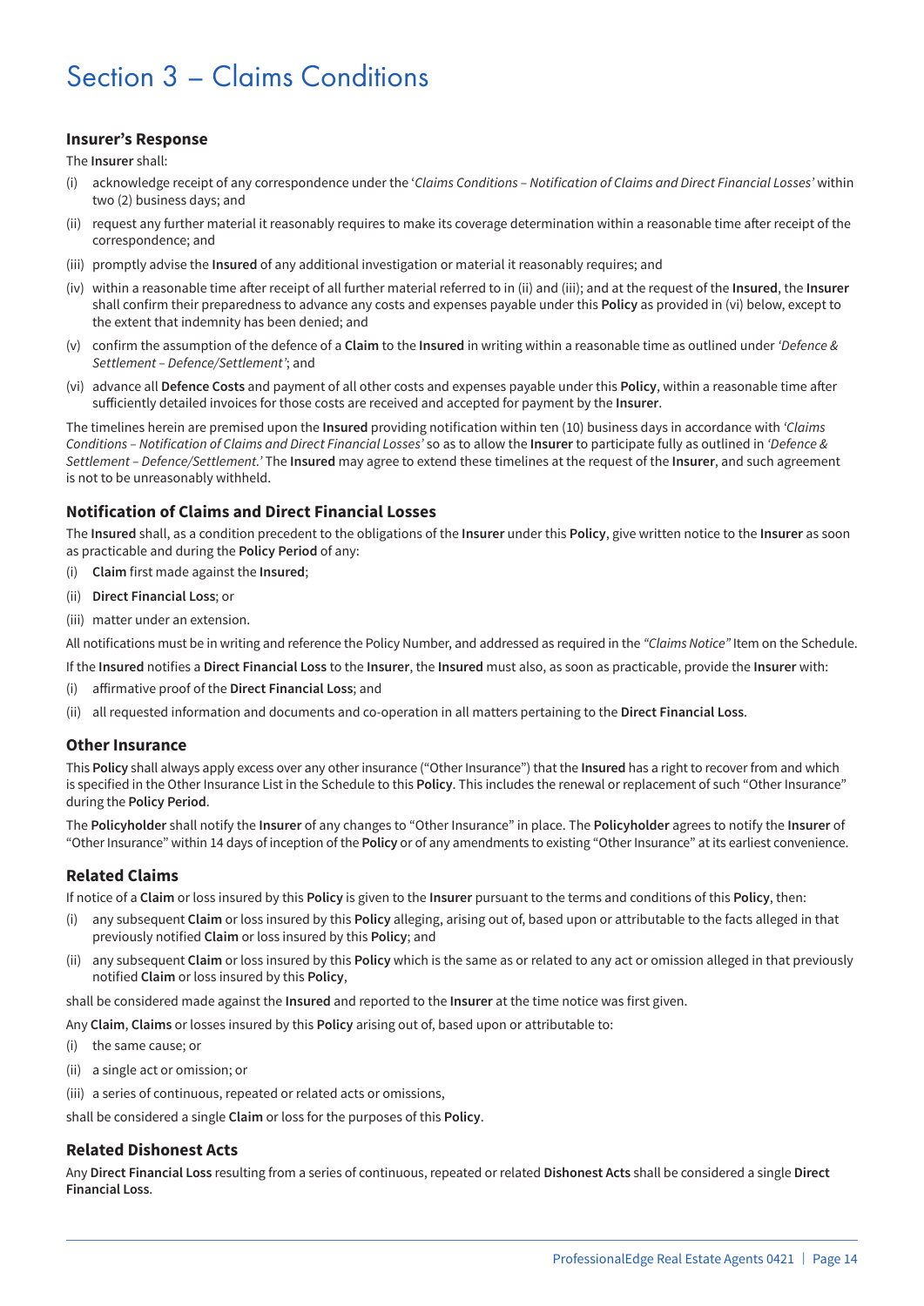# Section 3 – Claims Conditions

### Insurer's Response

The **Insurer** shall:

(i) acknowledge receipt of any correspondence under the '*Claims Conditions – Notification of Claims and Direct Financial Losses'* within two (2) business days; and

(ii) request any further material it reasonably requires to make its coverage determination within a reasonable time after receipt of the correspondence; and

(iii) promptly advise the **Insured** of any additional investigation or material it reasonably requires; and

(iv) within a reasonable time after receipt of all further material referred to in (ii) and (iii); and at the request of the **Insured**, the **Insurer** shall confirm their preparedness to advance any costs and expenses payable under this **Policy** as provided in (vi) below, except to the extent that indemnity has been denied; and

(v) confirm the assumption of the defence of a **Claim** to the **Insured** in writing within a reasonable time as outlined under *'Defence & Settlement – Defence/Settlement'*; and

(vi) advance all **Defence Costs** and payment of all other costs and expenses payable under this **Policy**, within a reasonable time after sufficiently detailed invoices for those costs are received and accepted for payment by the **Insurer**.

The timelines herein are premised upon the **Insured** providing notification within ten (10) business days in accordance with *'Claims Conditions – Notification of Claims and Direct Financial Losses'* so as to allow the **Insurer** to participate fully as outlined in *'Defence & Settlement – Defence/Settlement.'* The **Insured** may agree to extend these timelines at the request of the **Insurer**, and such agreement is not to be unreasonably withheld.

### Notification of Claims and Direct Financial Losses

The **Insured** shall, as a condition precedent to the obligations of the **Insurer** under this **Policy**, give written notice to the **Insurer** as soon as practicable and during the **Policy Period** of any:

(i) **Claim** first made against the **Insured**;

(ii) **Direct Financial Loss**; or

(iii) matter under an extension.

All notifications must be in writing and reference the Policy Number, and addressed as required in the *"Claims Notice"* Item on the Schedule.

If the **Insured** notifies a **Direct Financial Loss** to the **Insurer**, the **Insured** must also, as soon as practicable, provide the **Insurer** with:

(i) affirmative proof of the **Direct Financial Loss**; and

(ii) all requested information and documents and co-operation in all matters pertaining to the **Direct Financial Loss**.

### Other Insurance

This **Policy** shall always apply excess over any other insurance ("Other Insurance") that the **Insured** has a right to recover from and which is specified in the Other Insurance List in the Schedule to this **Policy**. This includes the renewal or replacement of such "Other Insurance" during the **Policy Period**.

The **Policyholder** shall notify the **Insurer** of any changes to "Other Insurance" in place. The **Policyholder** agrees to notify the **Insurer** of "Other Insurance" within 14 days of inception of the **Policy** or of any amendments to existing "Other Insurance" at its earliest convenience.

### Related Claims

If notice of a **Claim** or loss insured by this **Policy** is given to the **Insurer** pursuant to the terms and conditions of this **Policy**, then:

(i) any subsequent **Claim** or loss insured by this **Policy** alleging, arising out of, based upon or attributable to the facts alleged in that previously notified **Claim** or loss insured by this **Policy**; and

(ii) any subsequent **Claim** or loss insured by this **Policy** which is the same as or related to any act or omission alleged in that previously notified **Claim** or loss insured by this **Policy**,

shall be considered made against the **Insured** and reported to the **Insurer** at the time notice was first given.

Any **Claim**, **Claims** or losses insured by this **Policy** arising out of, based upon or attributable to:

(i) the same cause; or

(ii) a single act or omission; or

(iii) a series of continuous, repeated or related acts or omissions,

shall be considered a single **Claim** or loss for the purposes of this **Policy**.

### Related Dishonest Acts

Any **Direct Financial Loss** resulting from a series of continuous, repeated or related **Dishonest Acts** shall be considered a single **Direct Financial Loss**.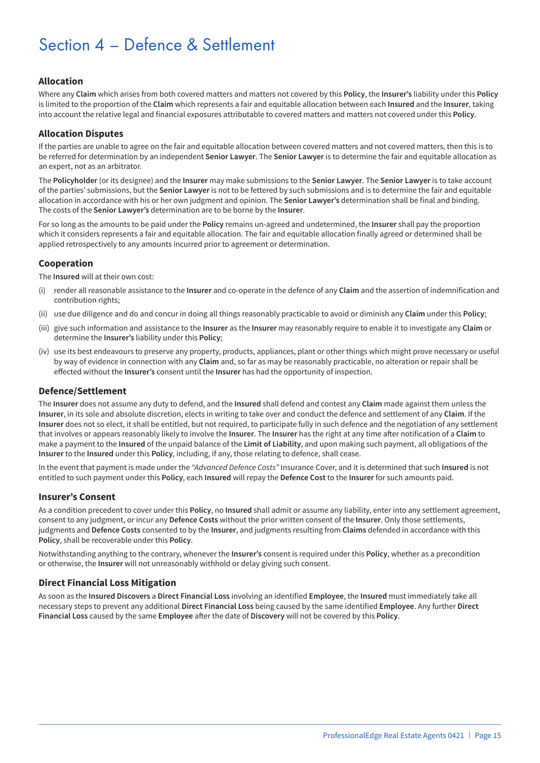# Section 4 – Defence & Settlement

### Allocation

Where any **Claim** which arises from both covered matters and matters not covered by this **Policy**, the **Insurer's** liability under this **Policy** is limited to the proportion of the **Claim** which represents a fair and equitable allocation between each **Insured** and the **Insurer**, taking into account the relative legal and financial exposures attributable to covered matters and matters not covered under this **Policy**.

### Allocation Disputes

If the parties are unable to agree on the fair and equitable allocation between covered matters and not covered matters, then this is to be referred for determination by an independent **Senior Lawyer**. The **Senior Lawyer** is to determine the fair and equitable allocation as an expert, not as an arbitrator.

The **Policyholder** (or its designee) and the **Insurer** may make submissions to the **Senior Lawyer**. The **Senior Lawyer** is to take account of the parties' submissions, but the **Senior Lawyer** is not to be fettered by such submissions and is to determine the fair and equitable allocation in accordance with his or her own judgment and opinion. The **Senior Lawyer's** determination shall be final and binding. The costs of the **Senior Lawyer's** determination are to be borne by the **Insurer**.

For so long as the amounts to be paid under the **Policy** remains un-agreed and undetermined, the **Insurer** shall pay the proportion which it considers represents a fair and equitable allocation. The fair and equitable allocation finally agreed or determined shall be applied retrospectively to any amounts incurred prior to agreement or determination.

### Cooperation

The **Insured** will at their own cost:

(i) render all reasonable assistance to the **Insurer** and co-operate in the defence of any **Claim** and the assertion of indemnification and contribution rights;

(ii) use due diligence and do and concur in doing all things reasonably practicable to avoid or diminish any **Claim** under this **Policy**;

(iii) give such information and assistance to the **Insurer** as the **Insurer** may reasonably require to enable it to investigate any **Claim** or determine the **Insurer's** liability under this **Policy**;

(iv) use its best endeavours to preserve any property, products, appliances, plant or other things which might prove necessary or useful by way of evidence in connection with any **Claim** and, so far as may be reasonably practicable, no alteration or repair shall be effected without the **Insurer's** consent until the **Insurer** has had the opportunity of inspection.

### Defence/Settlement

The **Insurer** does not assume any duty to defend, and the **Insured** shall defend and contest any **Claim** made against them unless the **Insurer**, in its sole and absolute discretion, elects in writing to take over and conduct the defence and settlement of any **Claim**. If the **Insurer** does not so elect, it shall be entitled, but not required, to participate fully in such defence and the negotiation of any settlement that involves or appears reasonably likely to involve the **Insurer**. The **Insurer** has the right at any time after notification of a **Claim** to make a payment to the **Insured** of the unpaid balance of the **Limit of Liability**, and upon making such payment, all obligations of the **Insurer** to the **Insured** under this **Policy**, including, if any, those relating to defence, shall cease.

In the event that payment is made under the *"Advanced Defence Costs"* Insurance Cover, and it is determined that such **Insured** is not entitled to such payment under this **Policy**, each **Insured** will repay the **Defence Cost** to the **Insurer** for such amounts paid.

### Insurer's Consent

As a condition precedent to cover under this **Policy**, no **Insured** shall admit or assume any liability, enter into any settlement agreement, consent to any judgment, or incur any **Defence Costs** without the prior written consent of the **Insurer**. Only those settlements, judgments and **Defence Costs** consented to by the **Insurer**, and judgments resulting from **Claims** defended in accordance with this **Policy**, shall be recoverable under this **Policy**.

Notwithstanding anything to the contrary, whenever the **Insurer's** consent is required under this **Policy**, whether as a precondition or otherwise, the **Insurer** will not unreasonably withhold or delay giving such consent.

### Direct Financial Loss Mitigation

As soon as the **Insured Discovers** a **Direct Financial Loss** involving an identified **Employee**, the **Insured** must immediately take all necessary steps to prevent any additional **Direct Financial Loss** being caused by the same identified **Employee**. Any further **Direct Financial Loss** caused by the same **Employee** after the date of **Discovery** will not be covered by this **Policy**.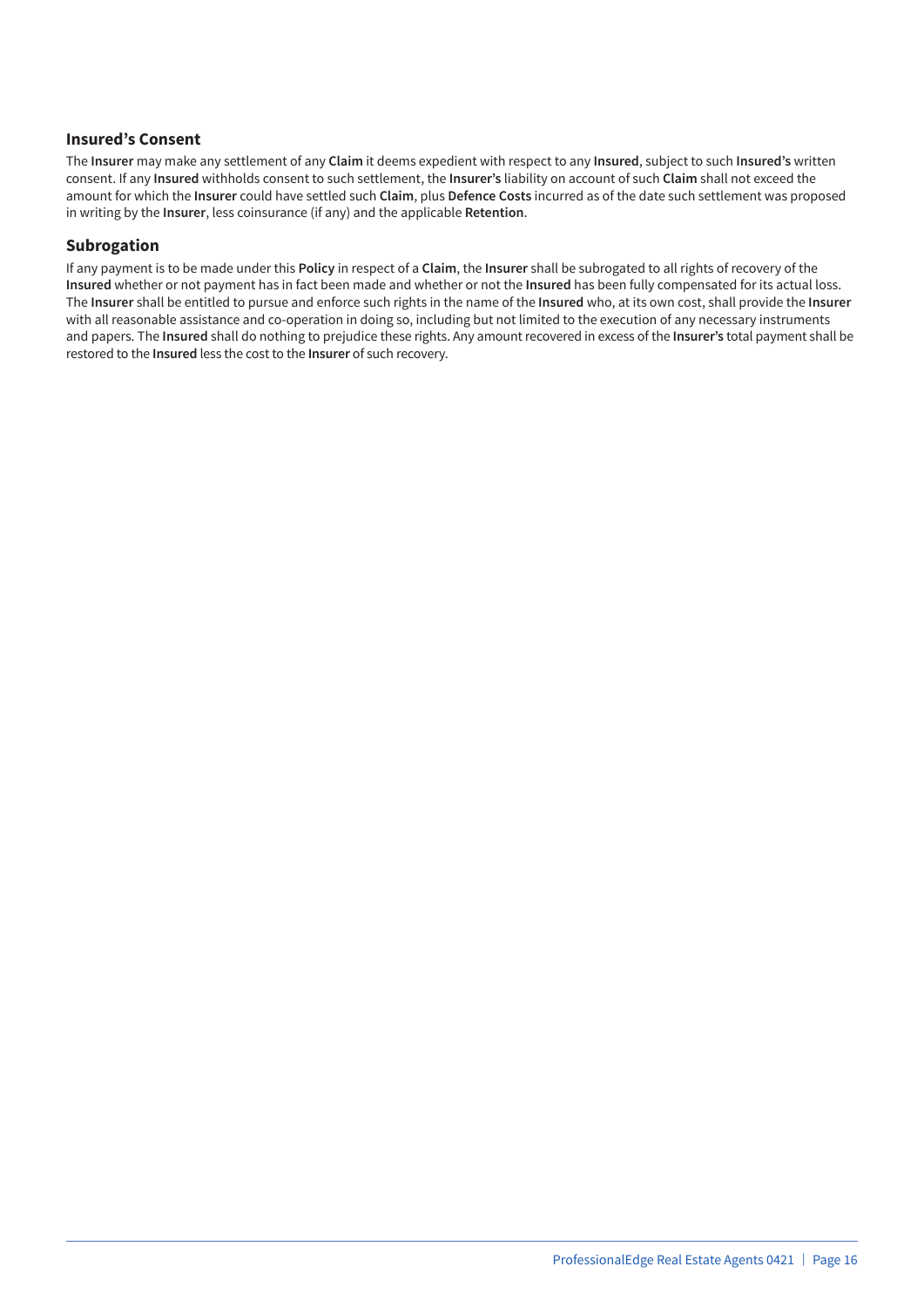### Insured's Consent

The **Insurer** may make any settlement of any **Claim** it deems expedient with respect to any **Insured**, subject to such **Insured's** written consent. If any **Insured** withholds consent to such settlement, the **Insurer's** liability on account of such **Claim** shall not exceed the amount for which the **Insurer** could have settled such **Claim**, plus **Defence Costs** incurred as of the date such settlement was proposed in writing by the **Insurer**, less coinsurance (if any) and the applicable **Retention**.

### Subrogation

If any payment is to be made under this **Policy** in respect of a **Claim**, the **Insurer** shall be subrogated to all rights of recovery of the **Insured** whether or not payment has in fact been made and whether or not the **Insured** has been fully compensated for its actual loss. The **Insurer** shall be entitled to pursue and enforce such rights in the name of the **Insured** who, at its own cost, shall provide the **Insurer** with all reasonable assistance and co-operation in doing so, including but not limited to the execution of any necessary instruments and papers. The **Insured** shall do nothing to prejudice these rights. Any amount recovered in excess of the **Insurer's** total payment shall be restored to the **Insured** less the cost to the **Insurer** of such recovery.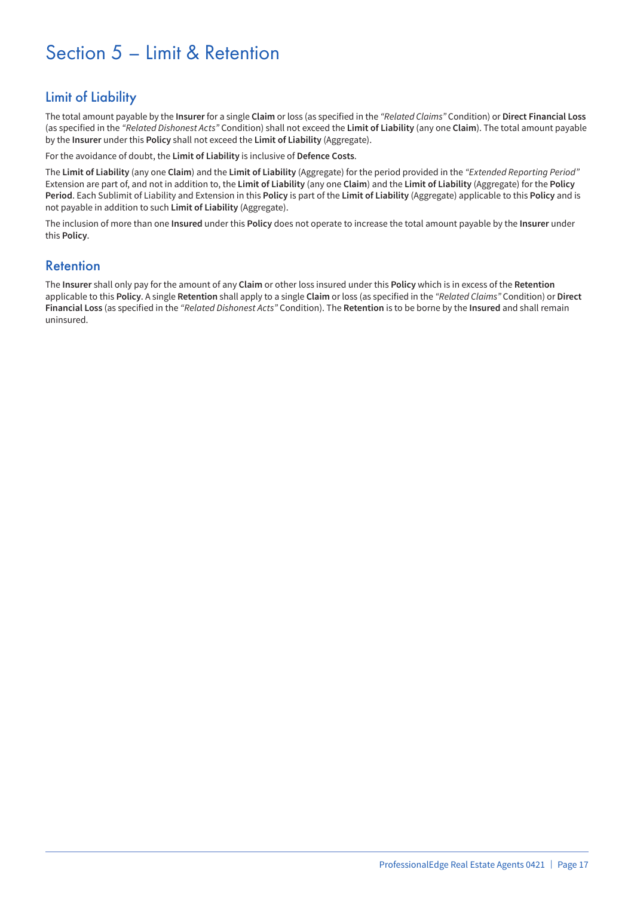# Section 5 – Limit & Retention

## Limit of Liability

The total amount payable by the **Insurer** for a single **Claim** or loss (as specified in the *"Related Claims"* Condition) or **Direct Financial Loss** (as specified in the *"Related Dishonest Acts"* Condition) shall not exceed the **Limit of Liability** (any one **Claim**). The total amount payable by the **Insurer** under this **Policy** shall not exceed the **Limit of Liability** (Aggregate).

For the avoidance of doubt, the **Limit of Liability** is inclusive of **Defence Costs**.

The **Limit of Liability** (any one **Claim**) and the **Limit of Liability** (Aggregate) for the period provided in the *"Extended Reporting Period"* Extension are part of, and not in addition to, the **Limit of Liability** (any one **Claim**) and the **Limit of Liability** (Aggregate) for the **Policy Period**. Each Sublimit of Liability and Extension in this **Policy** is part of the **Limit of Liability** (Aggregate) applicable to this **Policy** and is not payable in addition to such **Limit of Liability** (Aggregate).

The inclusion of more than one **Insured** under this **Policy** does not operate to increase the total amount payable by the **Insurer** under this **Policy**.

## Retention

The **Insurer** shall only pay for the amount of any **Claim** or other loss insured under this **Policy** which is in excess of the **Retention** applicable to this **Policy**. A single **Retention** shall apply to a single **Claim** or loss (as specified in the *"Related Claims"* Condition) or **Direct Financial Loss** (as specified in the *"Related Dishonest Acts"* Condition). The **Retention** is to be borne by the **Insured** and shall remain uninsured.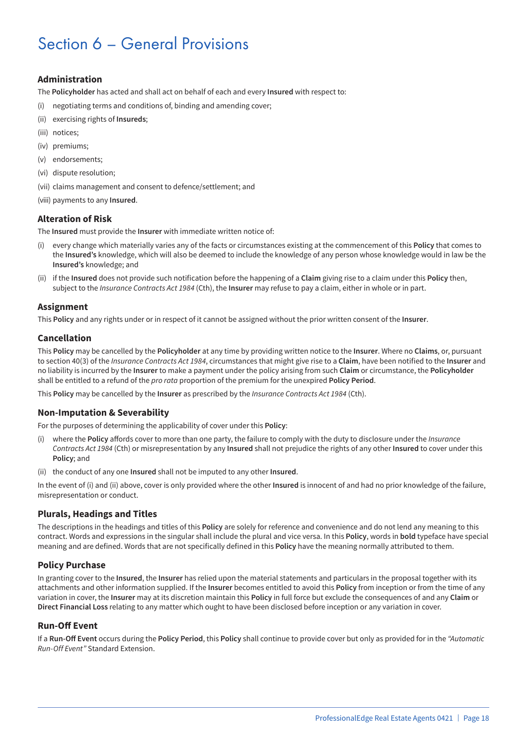# Section 6 – General Provisions

### Administration

The **Policyholder** has acted and shall act on behalf of each and every **Insured** with respect to:

(i) negotiating terms and conditions of, binding and amending cover;

(ii) exercising rights of **Insureds**;

(iii) notices;

(iv) premiums;

(v) endorsements;

(vi) dispute resolution;

(vii) claims management and consent to defence/settlement; and

(viii) payments to any **Insured**.

### Alteration of Risk

The **Insured** must provide the **Insurer** with immediate written notice of:

(i) every change which materially varies any of the facts or circumstances existing at the commencement of this **Policy** that comes to the **Insured's** knowledge, which will also be deemed to include the knowledge of any person whose knowledge would in law be the **Insured's** knowledge; and

(ii) if the **Insured** does not provide such notification before the happening of a **Claim** giving rise to a claim under this **Policy** then, subject to the *Insurance Contracts Act 1984* (Cth), the **Insurer** may refuse to pay a claim, either in whole or in part.

### Assignment

This **Policy** and any rights under or in respect of it cannot be assigned without the prior written consent of the **Insurer**.

### Cancellation

This **Policy** may be cancelled by the **Policyholder** at any time by providing written notice to the **Insurer**. Where no **Claims**, or, pursuant to section 40(3) of the *Insurance Contracts Act 1984*, circumstances that might give rise to a **Claim**, have been notified to the **Insurer** and no liability is incurred by the **Insurer** to make a payment under the policy arising from such **Claim** or circumstance, the **Policyholder** shall be entitled to a refund of the *pro rata* proportion of the premium for the unexpired **Policy Period**.

This **Policy** may be cancelled by the **Insurer** as prescribed by the *Insurance Contracts Act 1984* (Cth).

### Non-Imputation & Severability

For the purposes of determining the applicability of cover under this **Policy**:

(i) where the **Policy** affords cover to more than one party, the failure to comply with the duty to disclosure under the *Insurance Contracts Act 1984* (Cth) or misrepresentation by any **Insured** shall not prejudice the rights of any other **Insured** to cover under this **Policy**; and

(ii) the conduct of any one **Insured** shall not be imputed to any other **Insured**.

In the event of (i) and (ii) above, cover is only provided where the other **Insured** is innocent of and had no prior knowledge of the failure, misrepresentation or conduct.

### Plurals, Headings and Titles

The descriptions in the headings and titles of this **Policy** are solely for reference and convenience and do not lend any meaning to this contract. Words and expressions in the singular shall include the plural and vice versa. In this **Policy**, words in **bold** typeface have special meaning and are defined. Words that are not specifically defined in this **Policy** have the meaning normally attributed to them.

### Policy Purchase

In granting cover to the **Insured**, the **Insurer** has relied upon the material statements and particulars in the proposal together with its attachments and other information supplied. If the **Insurer** becomes entitled to avoid this **Policy** from inception or from the time of any variation in cover, the **Insurer** may at its discretion maintain this **Policy** in full force but exclude the consequences of and any **Claim** or **Direct Financial Loss** relating to any matter which ought to have been disclosed before inception or any variation in cover.

### Run-Off Event

If a **Run-Off Event** occurs during the **Policy Period**, this **Policy** shall continue to provide cover but only as provided for in the *"Automatic Run-Off Event"* Standard Extension.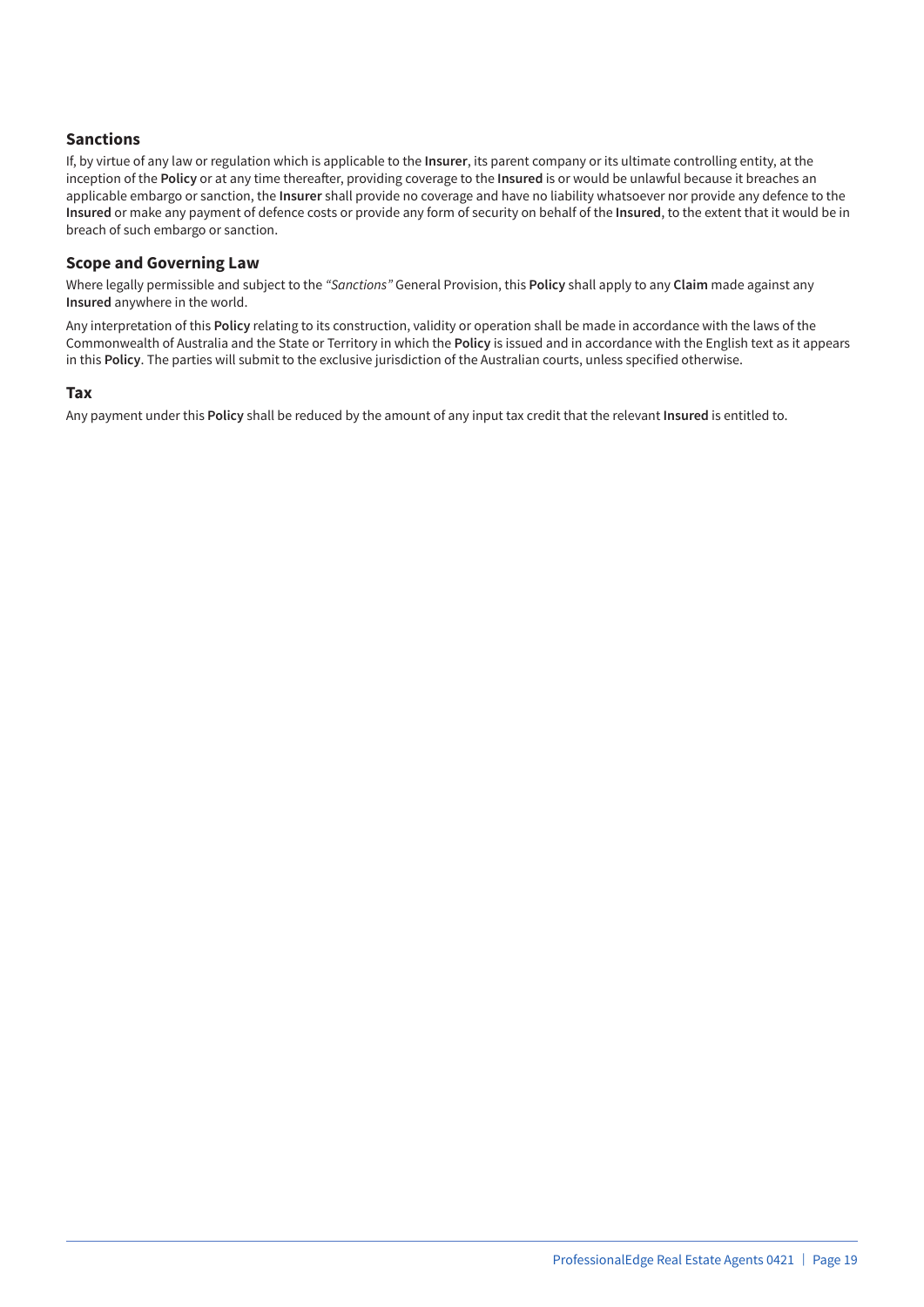## Sanctions

If, by virtue of any law or regulation which is applicable to the **Insurer**, its parent company or its ultimate controlling entity, at the inception of the **Policy** or at any time thereafter, providing coverage to the **Insured** is or would be unlawful because it breaches an applicable embargo or sanction, the **Insurer** shall provide no coverage and have no liability whatsoever nor provide any defence to the **Insured** or make any payment of defence costs or provide any form of security on behalf of the **Insured**, to the extent that it would be in breach of such embargo or sanction.

## Scope and Governing Law

Where legally permissible and subject to the *"Sanctions"* General Provision, this **Policy** shall apply to any **Claim** made against any **Insured** anywhere in the world.

Any interpretation of this **Policy** relating to its construction, validity or operation shall be made in accordance with the laws of the Commonwealth of Australia and the State or Territory in which the **Policy** is issued and in accordance with the English text as it appears in this **Policy**. The parties will submit to the exclusive jurisdiction of the Australian courts, unless specified otherwise.

## Tax

Any payment under this **Policy** shall be reduced by the amount of any input tax credit that the relevant **Insured** is entitled to.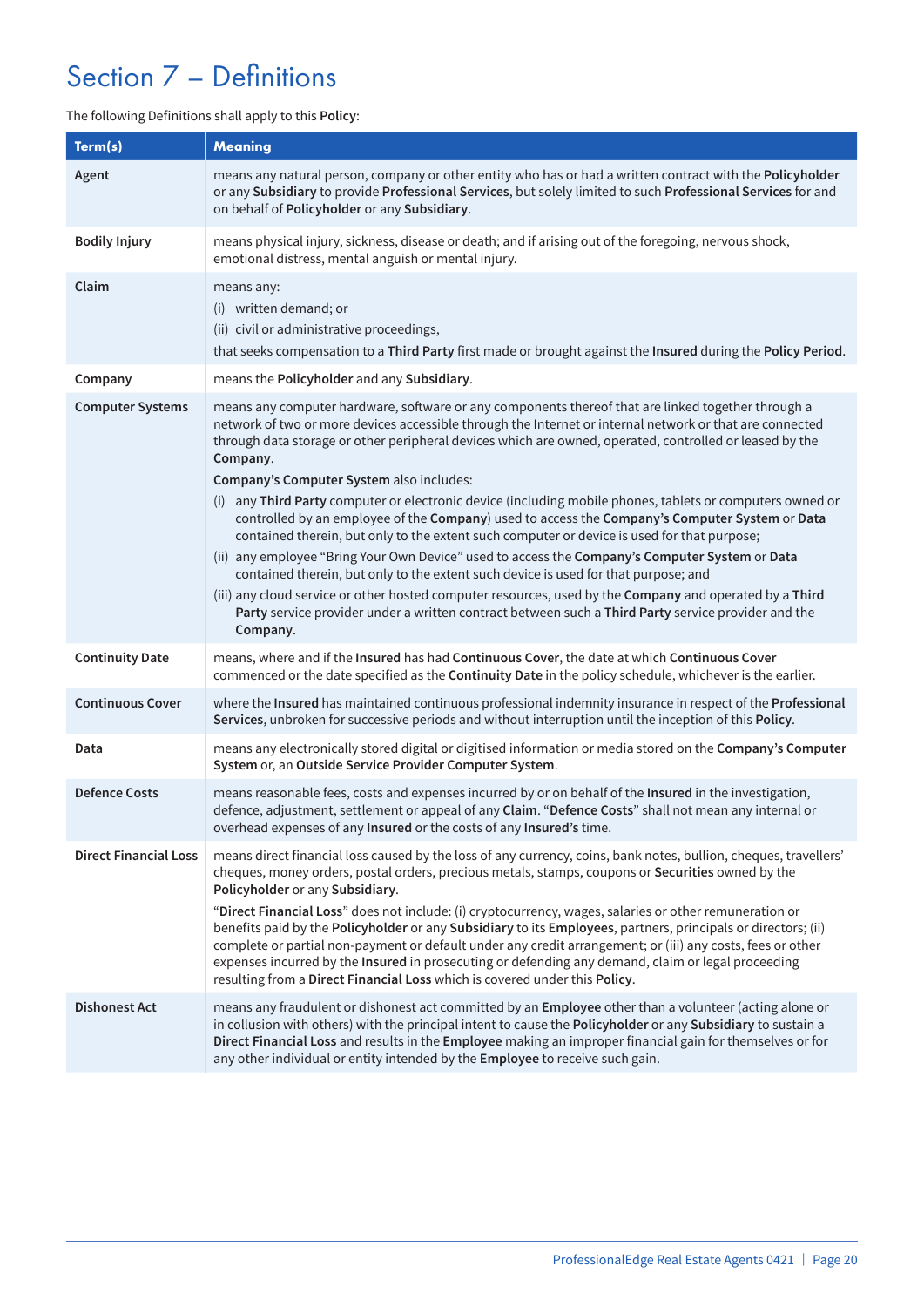# Section 7 – Definitions

The following Definitions shall apply to this **Policy**:

| Term(s) | Meaning |
|---|---|
| **Agent** | means any natural person, company or other entity who has or had a written contract with the **Policyholder** or any **Subsidiary** to provide **Professional Services**, but solely limited to such **Professional Services** for and on behalf of **Policyholder** or any **Subsidiary**. |
| **Bodily Injury** | means physical injury, sickness, disease or death; and if arising out of the foregoing, nervous shock, emotional distress, mental anguish or mental injury. |
| **Claim** | means any:<br>(i) written demand; or<br>(ii) civil or administrative proceedings,<br>that seeks compensation to a **Third Party** first made or brought against the **Insured** during the **Policy Period**. |
| **Company** | means the **Policyholder** and any **Subsidiary**. |
| **Computer Systems** | means any computer hardware, software or any components thereof that are linked together through a network of two or more devices accessible through the Internet or internal network or that are connected through data storage or other peripheral devices which are owned, operated, controlled or leased by the **Company**.<br>**Company's Computer System** also includes:<br>(i) any **Third Party** computer or electronic device (including mobile phones, tablets or computers owned or controlled by an employee of the **Company**) used to access the **Company's Computer System** or **Data** contained therein, but only to the extent such computer or device is used for that purpose;<br>(ii) any employee "Bring Your Own Device" used to access the **Company's Computer System** or **Data** contained therein, but only to the extent such device is used for that purpose; and<br>(iii) any cloud service or other hosted computer resources, used by the **Company** and operated by a **Third Party** service provider under a written contract between such a **Third Party** service provider and the **Company**. |
| **Continuity Date** | means, where and if the **Insured** has had **Continuous Cover**, the date at which **Continuous Cover** commenced or the date specified as the **Continuity Date** in the policy schedule, whichever is the earlier. |
| **Continuous Cover** | where the **Insured** has maintained continuous professional indemnity insurance in respect of the **Professional Services**, unbroken for successive periods and without interruption until the inception of this **Policy**. |
| **Data** | means any electronically stored digital or digitised information or media stored on the **Company's Computer System** or, an **Outside Service Provider Computer System**. |
| **Defence Costs** | means reasonable fees, costs and expenses incurred by or on behalf of the **Insured** in the investigation, defence, adjustment, settlement or appeal of any **Claim**. "**Defence Costs**" shall not mean any internal or overhead expenses of any **Insured** or the costs of any **Insured's** time. |
| **Direct Financial Loss** | means direct financial loss caused by the loss of any currency, coins, bank notes, bullion, cheques, travellers' cheques, money orders, postal orders, precious metals, stamps, coupons or **Securities** owned by the **Policyholder** or any **Subsidiary**.<br>"**Direct Financial Loss**" does not include: (i) cryptocurrency, wages, salaries or other remuneration or benefits paid by the **Policyholder** or any **Subsidiary** to its **Employees**, partners, principals or directors; (ii) complete or partial non-payment or default under any credit arrangement; or (iii) any costs, fees or other expenses incurred by the **Insured** in prosecuting or defending any demand, claim or legal proceeding resulting from a **Direct Financial Loss** which is covered under this **Policy**. |
| **Dishonest Act** | means any fraudulent or dishonest act committed by an **Employee** other than a volunteer (acting alone or in collusion with others) with the principal intent to cause the **Policyholder** or any **Subsidiary** to sustain a **Direct Financial Loss** and results in the **Employee** making an improper financial gain for themselves or for any other individual or entity intended by the **Employee** to receive such gain. |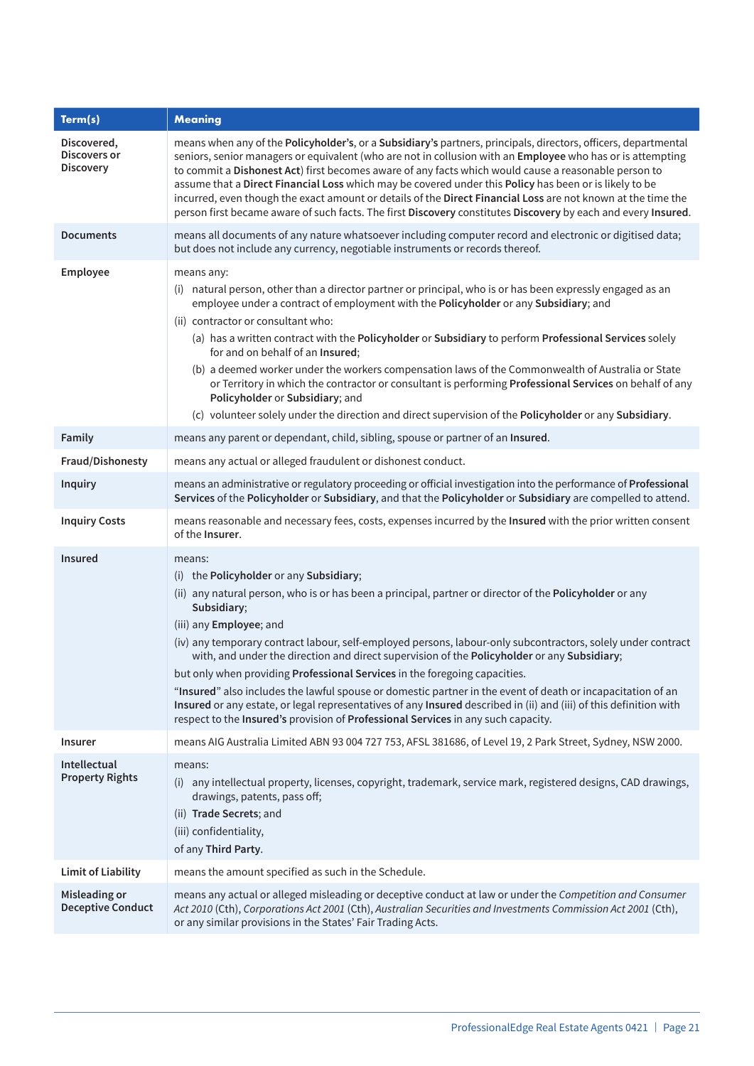| Term(s) | Meaning |
|---|---|
| **Discovered, Discovers or Discovery** | means when any of the **Policyholder's**, or a **Subsidiary's** partners, principals, directors, officers, departmental seniors, senior managers or equivalent (who are not in collusion with an **Employee** who has or is attempting to commit a **Dishonest Act**) first becomes aware of any facts which would cause a reasonable person to assume that a **Direct Financial Loss** which may be covered under this **Policy** has been or is likely to be incurred, even though the exact amount or details of the **Direct Financial Loss** are not known at the time the person first became aware of such facts. The first **Discovery** constitutes **Discovery** by each and every **Insured**. |
| **Documents** | means all documents of any nature whatsoever including computer record and electronic or digitised data; but does not include any currency, negotiable instruments or records thereof. |
| **Employee** | means any:<br>(i) natural person, other than a director partner or principal, who is or has been expressly engaged as an employee under a contract of employment with the **Policyholder** or any **Subsidiary**; and<br>(ii) contractor or consultant who:<br>(a) has a written contract with the **Policyholder** or **Subsidiary** to perform **Professional Services** solely for and on behalf of an **Insured**;<br>(b) a deemed worker under the workers compensation laws of the Commonwealth of Australia or State or Territory in which the contractor or consultant is performing **Professional Services** on behalf of any **Policyholder** or **Subsidiary**; and<br>(c) volunteer solely under the direction and direct supervision of the **Policyholder** or any **Subsidiary**. |
| **Family** | means any parent or dependant, child, sibling, spouse or partner of an **Insured**. |
| **Fraud/Dishonesty** | means any actual or alleged fraudulent or dishonest conduct. |
| **Inquiry** | means an administrative or regulatory proceeding or official investigation into the performance of **Professional Services** of the **Policyholder** or **Subsidiary**, and that the **Policyholder** or **Subsidiary** are compelled to attend. |
| **Inquiry Costs** | means reasonable and necessary fees, costs, expenses incurred by the **Insured** with the prior written consent of the **Insurer**. |
| **Insured** | means:<br>(i) the **Policyholder** or any **Subsidiary**;<br>(ii) any natural person, who is or has been a principal, partner or director of the **Policyholder** or any **Subsidiary**;<br>(iii) any **Employee**; and<br>(iv) any temporary contract labour, self-employed persons, labour-only subcontractors, solely under contract with, and under the direction and direct supervision of the **Policyholder** or any **Subsidiary**;<br>but only when providing **Professional Services** in the foregoing capacities.<br>"**Insured**" also includes the lawful spouse or domestic partner in the event of death or incapacitation of an **Insured** or any estate, or legal representatives of any **Insured** described in (ii) and (iii) of this definition with respect to the **Insured's** provision of **Professional Services** in any such capacity. |
| **Insurer** | means AIG Australia Limited ABN 93 004 727 753, AFSL 381686, of Level 19, 2 Park Street, Sydney, NSW 2000. |
| **Intellectual Property Rights** | means:<br>(i) any intellectual property, licenses, copyright, trademark, service mark, registered designs, CAD drawings, drawings, patents, pass off;<br>(ii) **Trade Secrets**; and<br>(iii) confidentiality,<br>of any **Third Party**. |
| **Limit of Liability** | means the amount specified as such in the Schedule. |
| **Misleading or Deceptive Conduct** | means any actual or alleged misleading or deceptive conduct at law or under the *Competition and Consumer Act 2010* (Cth), *Corporations Act 2001* (Cth), *Australian Securities and Investments Commission Act 2001* (Cth), or any similar provisions in the States' Fair Trading Acts. |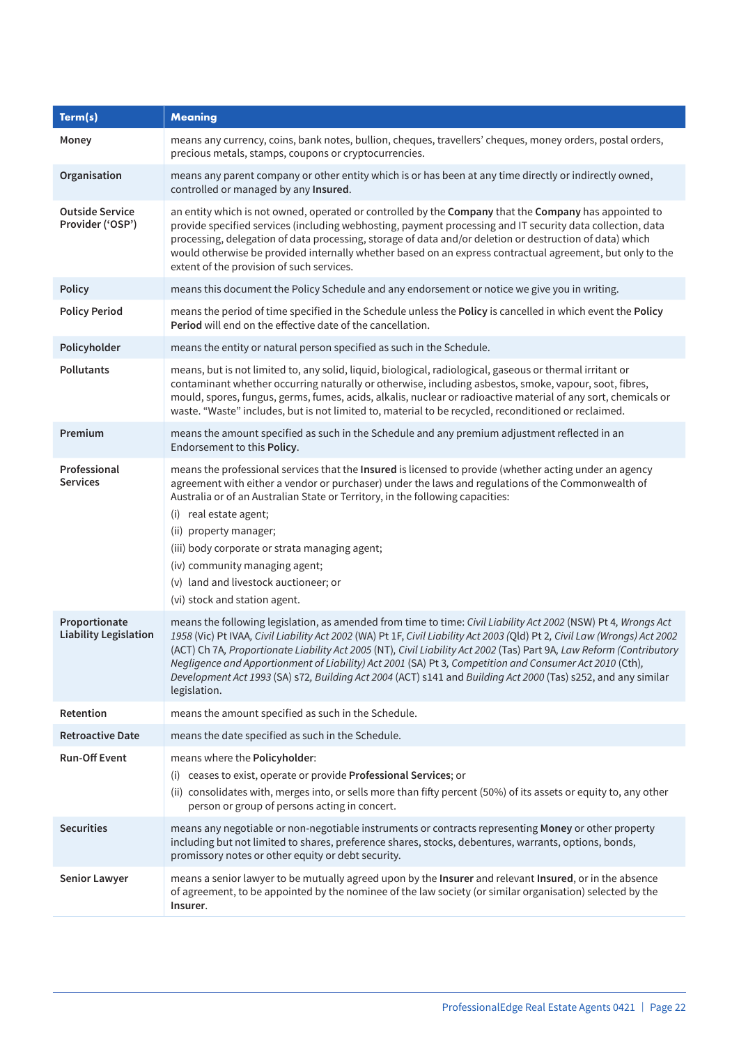| Term(s) | Meaning |
|---|---|
| Money | means any currency, coins, bank notes, bullion, cheques, travellers' cheques, money orders, postal orders, precious metals, stamps, coupons or cryptocurrencies. |
| Organisation | means any parent company or other entity which is or has been at any time directly or indirectly owned, controlled or managed by any **Insured**. |
| Outside Service Provider ('OSP') | an entity which is not owned, operated or controlled by the **Company** that the **Company** has appointed to provide specified services (including webhosting, payment processing and IT security data collection, data processing, delegation of data processing, storage of data and/or deletion or destruction of data) which would otherwise be provided internally whether based on an express contractual agreement, but only to the extent of the provision of such services. |
| Policy | means this document the Policy Schedule and any endorsement or notice we give you in writing. |
| Policy Period | means the period of time specified in the Schedule unless the **Policy** is cancelled in which event the **Policy Period** will end on the effective date of the cancellation. |
| Policyholder | means the entity or natural person specified as such in the Schedule. |
| Pollutants | means, but is not limited to, any solid, liquid, biological, radiological, gaseous or thermal irritant or contaminant whether occurring naturally or otherwise, including asbestos, smoke, vapour, soot, fibres, mould, spores, fungus, germs, fumes, acids, alkalis, nuclear or radioactive material of any sort, chemicals or waste. "Waste" includes, but is not limited to, material to be recycled, reconditioned or reclaimed. |
| Premium | means the amount specified as such in the Schedule and any premium adjustment reflected in an Endorsement to this **Policy**. |
| Professional Services | means the professional services that the **Insured** is licensed to provide (whether acting under an agency agreement with either a vendor or purchaser) under the laws and regulations of the Commonwealth of Australia or of an Australian State or Territory, in the following capacities:<br>(i) real estate agent;<br>(ii) property manager;<br>(iii) body corporate or strata managing agent;<br>(iv) community managing agent;<br>(v) land and livestock auctioneer; or<br>(vi) stock and station agent. |
| Proportionate Liability Legislation | means the following legislation, as amended from time to time: *Civil Liability Act 2002* (NSW) Pt 4, *Wrongs Act 1958* (Vic) Pt IVAA, *Civil Liability Act 2002* (WA) Pt 1F, *Civil Liability Act 2003* (Qld) Pt 2, *Civil Law (Wrongs) Act 2002* (ACT) Ch 7A, *Proportionate Liability Act 2005* (NT), *Civil Liability Act 2002* (Tas) Part 9A, *Law Reform (Contributory Negligence and Apportionment of Liability) Act 2001* (SA) Pt 3, *Competition and Consumer Act 2010* (Cth), *Development Act 1993* (SA) s72, *Building Act 2004* (ACT) s141 and *Building Act 2000* (Tas) s252, and any similar legislation. |
| Retention | means the amount specified as such in the Schedule. |
| Retroactive Date | means the date specified as such in the Schedule. |
| Run-Off Event | means where the **Policyholder**:<br>(i) ceases to exist, operate or provide **Professional Services**; or<br>(ii) consolidates with, merges into, or sells more than fifty percent (50%) of its assets or equity to, any other person or group of persons acting in concert. |
| Securities | means any negotiable or non-negotiable instruments or contracts representing **Money** or other property including but not limited to shares, preference shares, stocks, debentures, warrants, options, bonds, promissory notes or other equity or debt security. |
| Senior Lawyer | means a senior lawyer to be mutually agreed upon by the **Insurer** and relevant **Insured**, or in the absence of agreement, to be appointed by the nominee of the law society (or similar organisation) selected by the **Insurer**. |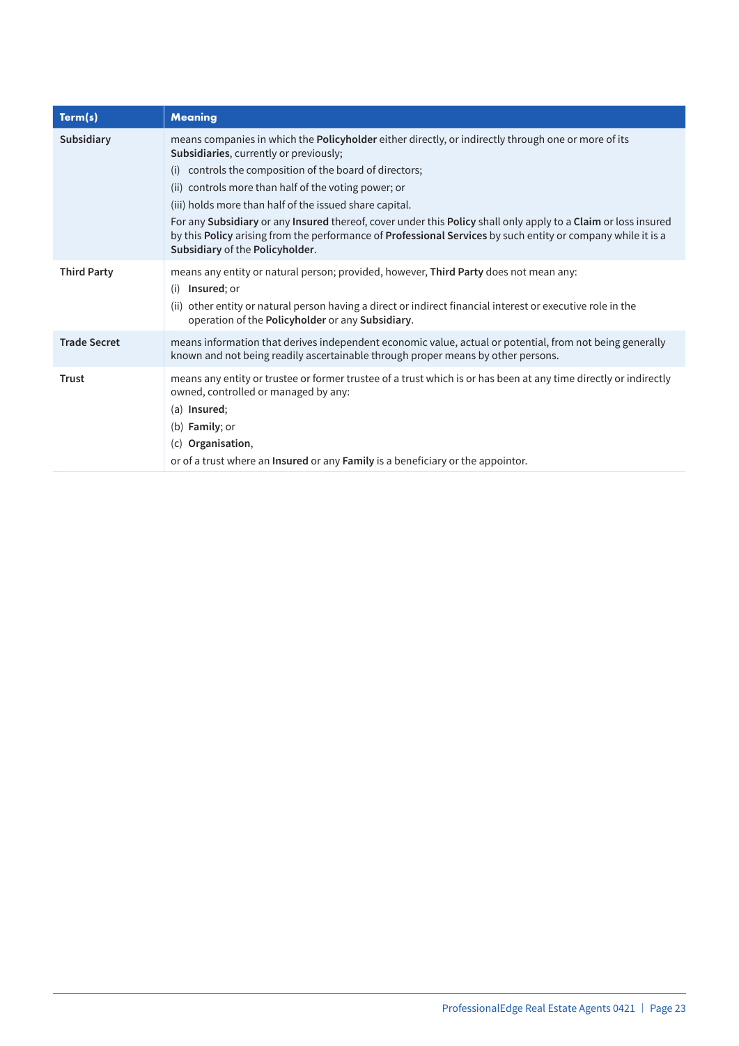| Term(s) | Meaning |
|---|---|
| **Subsidiary** | means companies in which the **Policyholder** either directly, or indirectly through one or more of its **Subsidiaries**, currently or previously;<br>(i) controls the composition of the board of directors;<br>(ii) controls more than half of the voting power; or<br>(iii) holds more than half of the issued share capital.<br>For any **Subsidiary** or any **Insured** thereof, cover under this **Policy** shall only apply to a **Claim** or loss insured by this **Policy** arising from the performance of **Professional Services** by such entity or company while it is a **Subsidiary** of the **Policyholder**. |
| **Third Party** | means any entity or natural person; provided, however, **Third Party** does not mean any:<br>(i) **Insured**; or<br>(ii) other entity or natural person having a direct or indirect financial interest or executive role in the operation of the **Policyholder** or any **Subsidiary**. |
| **Trade Secret** | means information that derives independent economic value, actual or potential, from not being generally known and not being readily ascertainable through proper means by other persons. |
| **Trust** | means any entity or trustee or former trustee of a trust which is or has been at any time directly or indirectly owned, controlled or managed by any:<br>(a) **Insured**;<br>(b) **Family**; or<br>(c) **Organisation**,<br>or of a trust where an **Insured** or any **Family** is a beneficiary or the appointor. |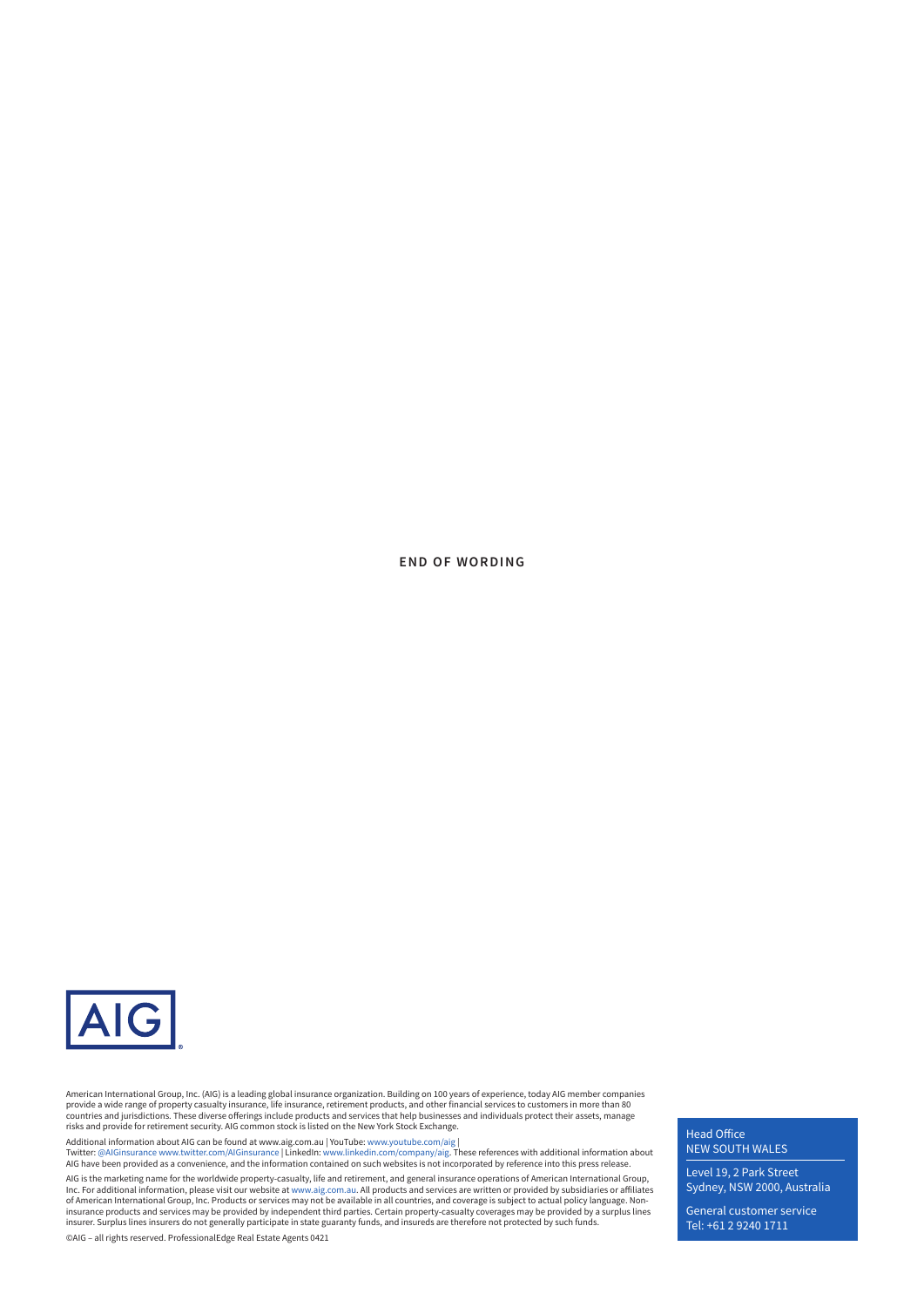**END OF WORDING**

AIG

American International Group, Inc. (AIG) is a leading global insurance organization. Building on 100 years of experience, today AIG member companies provide a wide range of property casualty insurance, life insurance, retirement products, and other financial services to customers in more than 80 countries and jurisdictions. These diverse offerings include products and services that help businesses and individuals protect their assets, manage risks and provide for retirement security. AIG common stock is listed on the New York Stock Exchange.

Additional information about AIG can be found at www.aig.com.au | YouTube: www.youtube.com/aig | Twitter: @AIGinsurance www.twitter.com/AIGinsurance | LinkedIn: www.linkedin.com/company/aig. These references with additional information about AIG have been provided as a convenience, and the information contained on such websites is not incorporated by reference into this press release.

AIG is the marketing name for the worldwide property-casualty, life and retirement, and general insurance operations of American International Group, Inc. For additional information, please visit our website at www.aig.com.au. All products and services are written or provided by subsidiaries or affiliates of American International Group, Inc. Products or services may not be available in all countries, and coverage is subject to actual policy language. Non-insurance products and services may be provided by independent third parties. Certain property-casualty coverages may be provided by a surplus lines insurer. Surplus lines insurers do not generally participate in state guaranty funds, and insureds are therefore not protected by such funds.

©AIG – all rights reserved. ProfessionalEdge Real Estate Agents 0421

Head Office
NEW SOUTH WALES

Level 19, 2 Park Street
Sydney, NSW 2000, Australia

General customer service
Tel: +61 2 9240 1711